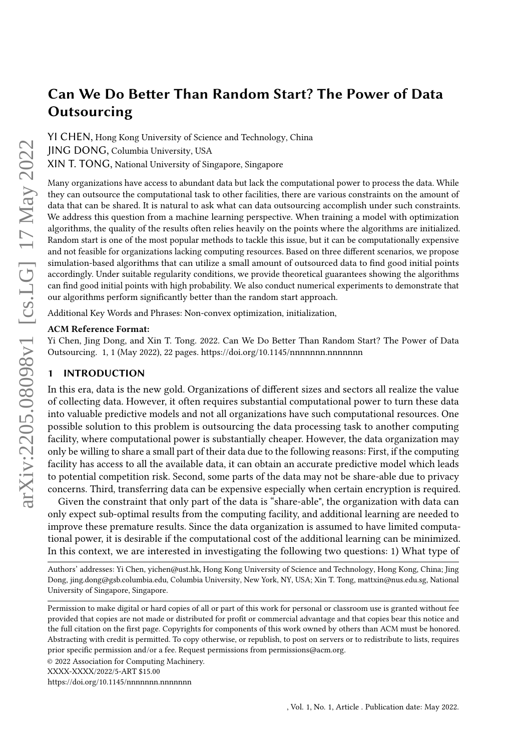# Can We Do Better Than Random Start? The Power of Data Outsourcing

YI CHEN, Hong Kong University of Science and Technology, China
JING DONG, Columbia University, USA
XIN T. TONG, National University of Singapore, Singapore

Many organizations have access to abundant data but lack the computational power to process the data. While they can outsource the computational task to other facilities, there are various constraints on the amount of data that can be shared. It is natural to ask what can data outsourcing accomplish under such constraints. We address this question from a machine learning perspective. When training a model with optimization algorithms, the quality of the results often relies heavily on the points where the algorithms are initialized. Random start is one of the most popular methods to tackle this issue, but it can be computationally expensive and not feasible for organizations lacking computing resources. Based on three different scenarios, we propose simulation-based algorithms that can utilize a small amount of outsourced data to find good initial points accordingly. Under suitable regularity conditions, we provide theoretical guarantees showing the algorithms can find good initial points with high probability. We also conduct numerical experiments to demonstrate that our algorithms perform significantly better than the random start approach.

Additional Key Words and Phrases: Non-convex optimization, initialization,

**ACM Reference Format:**
Yi Chen, Jing Dong, and Xin T. Tong. 2022. Can We Do Better Than Random Start? The Power of Data Outsourcing. 1, 1 (May 2022), 22 pages. https://doi.org/10.1145/nnnnnnn.nnnnnnn

## 1 INTRODUCTION

In this era, data is the new gold. Organizations of different sizes and sectors all realize the value of collecting data. However, it often requires substantial computational power to turn these data into valuable predictive models and not all organizations have such computational resources. One possible solution to this problem is outsourcing the data processing task to another computing facility, where computational power is substantially cheaper. However, the data organization may only be willing to share a small part of their data due to the following reasons: First, if the computing facility has access to all the available data, it can obtain an accurate predictive model which leads to potential competition risk. Second, some parts of the data may not be share-able due to privacy concerns. Third, transferring data can be expensive especially when certain encryption is required.

Given the constraint that only part of the data is "share-able", the organization with data can only expect sub-optimal results from the computing facility, and additional learning are needed to improve these premature results. Since the data organization is assumed to have limited computational power, it is desirable if the computational cost of the additional learning can be minimized. In this context, we are interested in investigating the following two questions: 1) What type of

Authors' addresses: Yi Chen, yichen@ust.hk, Hong Kong University of Science and Technology, Hong Kong, China; Jing Dong, jing.dong@gsb.columbia.edu, Columbia University, New York, NY, USA; Xin T. Tong, mattxin@nus.edu.sg, National University of Singapore, Singapore.

Permission to make digital or hard copies of all or part of this work for personal or classroom use is granted without fee provided that copies are not made or distributed for profit or commercial advantage and that copies bear this notice and the full citation on the first page. Copyrights for components of this work owned by others than ACM must be honored. Abstracting with credit is permitted. To copy otherwise, or republish, to post on servers or to redistribute to lists, requires prior specific permission and/or a fee. Request permissions from permissions@acm.org.

© 2022 Association for Computing Machinery.
XXXX-XXXX/2022/5-ART $15.00
https://doi.org/10.1145/nnnnnnn.nnnnnnn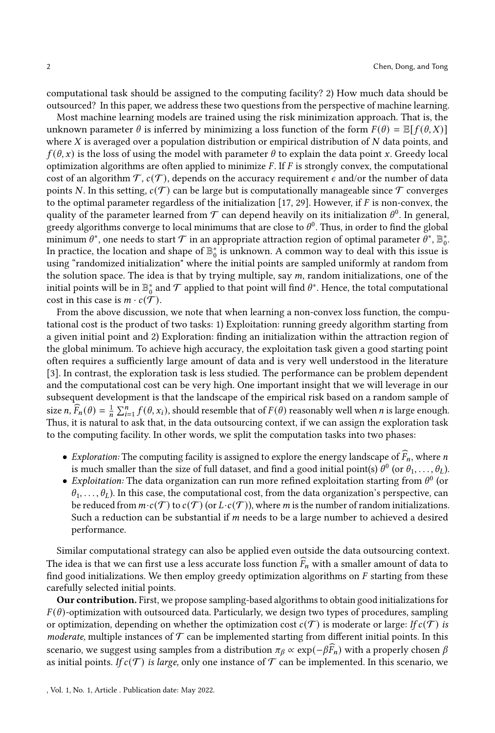computational task should be assigned to the computing facility? 2) How much data should be outsourced? In this paper, we address these two questions from the perspective of machine learning.

Most machine learning models are trained using the risk minimization approach. That is, the unknown parameter $\theta$ is inferred by minimizing a loss function of the form $F(\theta) = \mathbb{E}[f(\theta, X)]$ where $X$ is averaged over a population distribution or empirical distribution of $N$ data points, and $f(\theta, x)$ is the loss of using the model with parameter $\theta$ to explain the data point $x$. Greedy local optimization algorithms are often applied to minimize $F$. If $F$ is strongly convex, the computational cost of an algorithm $\mathcal{T}$, $c(\mathcal{T})$, depends on the accuracy requirement $\epsilon$ and/or the number of data points $N$. In this setting, $c(\mathcal{T})$ can be large but is computationally manageable since $\mathcal{T}$ converges to the optimal parameter regardless of the initialization [17, 29]. However, if $F$ is non-convex, the quality of the parameter learned from $\mathcal{T}$ can depend heavily on its initialization $\theta^0$. In general, greedy algorithms converge to local minimums that are close to $\theta^0$. Thus, in order to find the global minimum $\theta^*$, one needs to start $\mathcal{T}$ in an appropriate attraction region of optimal parameter $\theta^*$, $\mathbb{B}_0^*$. In practice, the location and shape of $\mathbb{B}_0^*$ is unknown. A common way to deal with this issue is using "randomized initialization" where the initial points are sampled uniformly at random from the solution space. The idea is that by trying multiple, say $m$, random initializations, one of the initial points will be in $\mathbb{B}_0^*$ and $\mathcal{T}$ applied to that point will find $\theta^*$. Hence, the total computational cost in this case is $m \cdot c(\mathcal{T})$.

From the above discussion, we note that when learning a non-convex loss function, the computational cost is the product of two tasks: 1) Exploitation: running greedy algorithm starting from a given initial point and 2) Exploration: finding an initialization within the attraction region of the global minimum. To achieve high accuracy, the exploitation task given a good starting point often requires a sufficiently large amount of data and is very well understood in the literature [3]. In contrast, the exploration task is less studied. The performance can be problem dependent and the computational cost can be very high. One important insight that we will leverage in our subsequent development is that the landscape of the empirical risk based on a random sample of size $n$, $\widehat{F}_n(\theta) = \frac{1}{n}\sum_{i=1}^n f(\theta, x_i)$, should resemble that of $F(\theta)$ reasonably well when $n$ is large enough. Thus, it is natural to ask that, in the data outsourcing context, if we can assign the exploration task to the computing facility. In other words, we split the computation tasks into two phases:

- *Exploration:* The computing facility is assigned to explore the energy landscape of $\widehat{F}_n$, where $n$ is much smaller than the size of full dataset, and find a good initial point(s) $\theta^0$ (or $\theta_1, \dots, \theta_L$).
- *Exploitation:* The data organization can run more refined exploitation starting from $\theta^0$ (or $\theta_1, \dots, \theta_L$). In this case, the computational cost, from the data organization's perspective, can be reduced from $m \cdot c(\mathcal{T})$ to $c(\mathcal{T})$ (or $L \cdot c(\mathcal{T})$), where $m$ is the number of random initializations. Such a reduction can be substantial if $m$ needs to be a large number to achieved a desired performance.

Similar computational strategy can also be applied even outside the data outsourcing context. The idea is that we can first use a less accurate loss function $\widehat{F}_n$ with a smaller amount of data to find good initializations. We then employ greedy optimization algorithms on $F$ starting from these carefully selected initial points.

**Our contribution.** First, we propose sampling-based algorithms to obtain good initializations for $F(\theta)$-optimization with outsourced data. Particularly, we design two types of procedures, sampling or optimization, depending on whether the optimization cost $c(\mathcal{T})$ is moderate or large: *If $c(\mathcal{T})$ is moderate,* multiple instances of $\mathcal{T}$ can be implemented starting from different initial points. In this scenario, we suggest using samples from a distribution $\pi_\beta \propto \exp(-\beta \widehat{F}_n)$ with a properly chosen $\beta$ as initial points. *If $c(\mathcal{T})$ is large,* only one instance of $\mathcal{T}$ can be implemented. In this scenario, we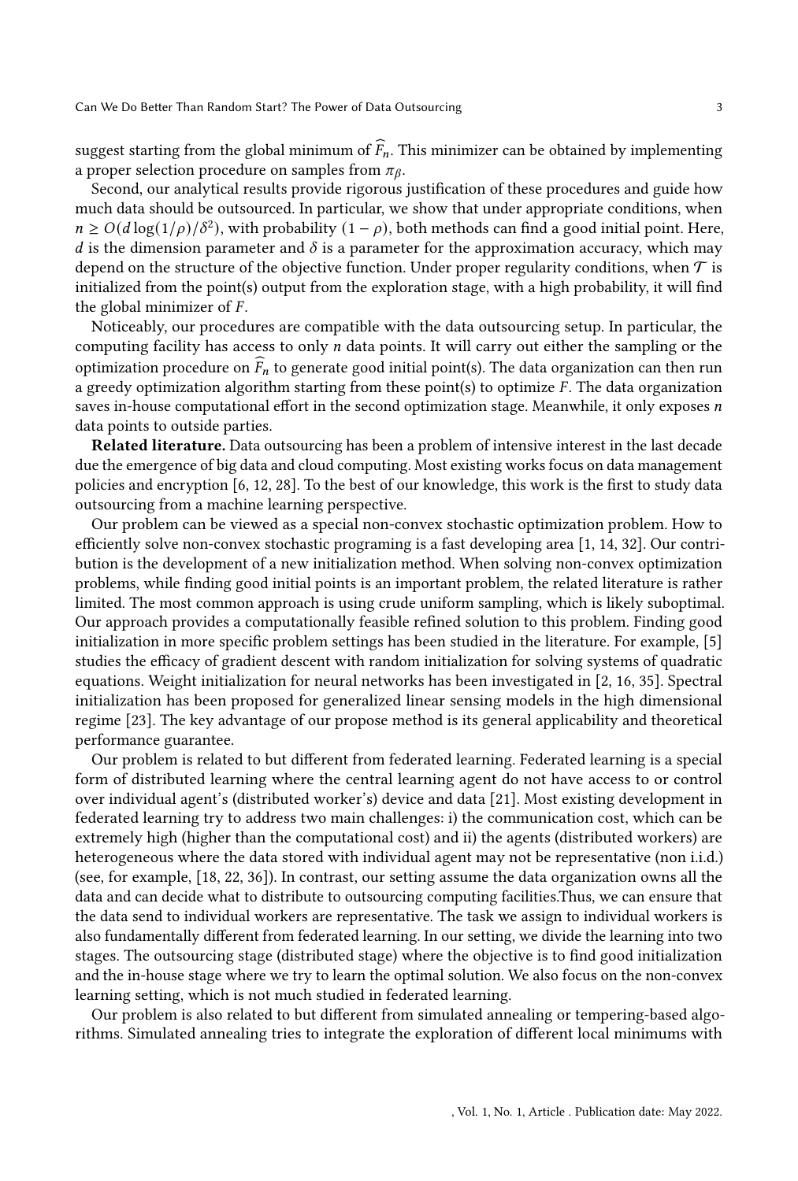suggest starting from the global minimum of $\widehat{F}_n$. This minimizer can be obtained by implementing a proper selection procedure on samples from $\pi_\beta$.

Second, our analytical results provide rigorous justification of these procedures and guide how much data should be outsourced. In particular, we show that under appropriate conditions, when $n \geq O(d \log(1/\rho)/\delta^2)$, with probability $(1-\rho)$, both methods can find a good initial point. Here, $d$ is the dimension parameter and $\delta$ is a parameter for the approximation accuracy, which may depend on the structure of the objective function. Under proper regularity conditions, when $\mathcal{T}$ is initialized from the point(s) output from the exploration stage, with a high probability, it will find the global minimizer of $F$.

Noticeably, our procedures are compatible with the data outsourcing setup. In particular, the computing facility has access to only $n$ data points. It will carry out either the sampling or the optimization procedure on $\widehat{F}_n$ to generate good initial point(s). The data organization can then run a greedy optimization algorithm starting from these point(s) to optimize $F$. The data organization saves in-house computational effort in the second optimization stage. Meanwhile, it only exposes $n$ data points to outside parties.

**Related literature.** Data outsourcing has been a problem of intensive interest in the last decade due the emergence of big data and cloud computing. Most existing works focus on data management policies and encryption [6, 12, 28]. To the best of our knowledge, this work is the first to study data outsourcing from a machine learning perspective.

Our problem can be viewed as a special non-convex stochastic optimization problem. How to efficiently solve non-convex stochastic programing is a fast developing area [1, 14, 32]. Our contribution is the development of a new initialization method. When solving non-convex optimization problems, while finding good initial points is an important problem, the related literature is rather limited. The most common approach is using crude uniform sampling, which is likely suboptimal. Our approach provides a computationally feasible refined solution to this problem. Finding good initialization in more specific problem settings has been studied in the literature. For example, [5] studies the efficacy of gradient descent with random initialization for solving systems of quadratic equations. Weight initialization for neural networks has been investigated in [2, 16, 35]. Spectral initialization has been proposed for generalized linear sensing models in the high dimensional regime [23]. The key advantage of our propose method is its general applicability and theoretical performance guarantee.

Our problem is related to but different from federated learning. Federated learning is a special form of distributed learning where the central learning agent do not have access to or control over individual agent's (distributed worker's) device and data [21]. Most existing development in federated learning try to address two main challenges: i) the communication cost, which can be extremely high (higher than the computational cost) and ii) the agents (distributed workers) are heterogeneous where the data stored with individual agent may not be representative (non i.i.d.) (see, for example, [18, 22, 36]). In contrast, our setting assume the data organization owns all the data and can decide what to distribute to outsourcing computing facilities.Thus, we can ensure that the data send to individual workers are representative. The task we assign to individual workers is also fundamentally different from federated learning. In our setting, we divide the learning into two stages. The outsourcing stage (distributed stage) where the objective is to find good initialization and the in-house stage where we try to learn the optimal solution. We also focus on the non-convex learning setting, which is not much studied in federated learning.

Our problem is also related to but different from simulated annealing or tempering-based algorithms. Simulated annealing tries to integrate the exploration of different local minimums with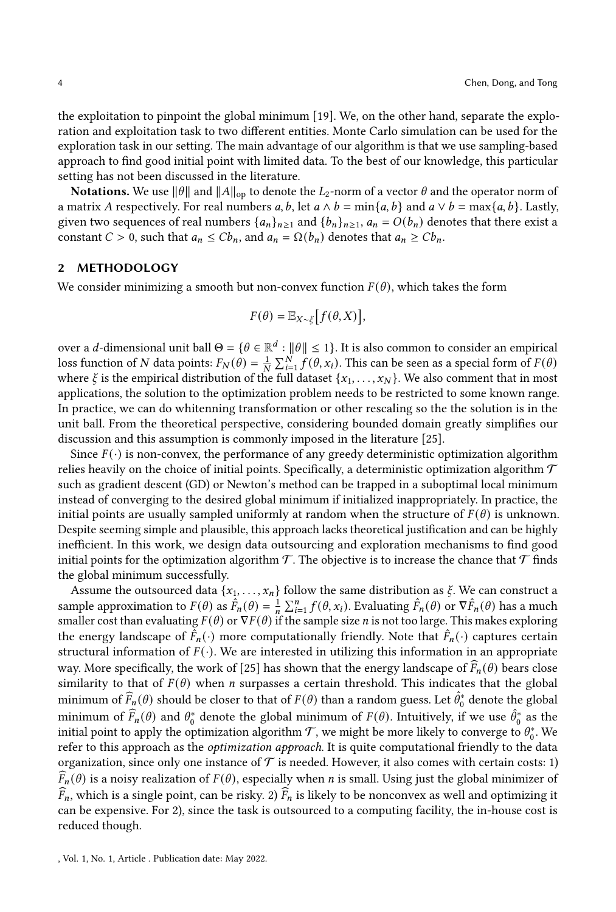the exploitation to pinpoint the global minimum [19]. We, on the other hand, separate the exploration and exploitation task to two different entities. Monte Carlo simulation can be used for the exploration task in our setting. The main advantage of our algorithm is that we use sampling-based approach to find good initial point with limited data. To the best of our knowledge, this particular setting has not been discussed in the literature.

**Notations.** We use $\|\theta\|$ and $\|A\|_{\text{op}}$ to denote the $L_2$-norm of a vector $\theta$ and the operator norm of a matrix $A$ respectively. For real numbers $a, b$, let $a \wedge b = \min\{a, b\}$ and $a \vee b = \max\{a, b\}$. Lastly, given two sequences of real numbers $\{a_n\}_{n\geq 1}$ and $\{b_n\}_{n\geq 1}$, $a_n = O(b_n)$ denotes that there exist a constant $C > 0$, such that $a_n \leq Cb_n$, and $a_n = \Omega(b_n)$ denotes that $a_n \geq Cb_n$.

## 2 METHODOLOGY

We consider minimizing a smooth but non-convex function $F(\theta)$, which takes the form

$$F(\theta) = \mathbb{E}_{X\sim\xi}\big[f(\theta, X)\big],$$

over a $d$-dimensional unit ball $\Theta = \{\theta \in \mathbb{R}^d : \|\theta\| \leq 1\}$. It is also common to consider an empirical loss function of $N$ data points: $F_N(\theta) = \frac{1}{N}\sum_{i=1}^{N} f(\theta, x_i)$. This can be seen as a special form of $F(\theta)$ where $\xi$ is the empirical distribution of the full dataset $\{x_1, \ldots, x_N\}$. We also comment that in most applications, the solution to the optimization problem needs to be restricted to some known range. In practice, we can do whitenning transformation or other rescaling so the the solution is in the unit ball. From the theoretical perspective, considering bounded domain greatly simplifies our discussion and this assumption is commonly imposed in the literature [25].

Since $F(\cdot)$ is non-convex, the performance of any greedy deterministic optimization algorithm relies heavily on the choice of initial points. Specifically, a deterministic optimization algorithm $\mathcal{T}$ such as gradient descent (GD) or Newton's method can be trapped in a suboptimal local minimum instead of converging to the desired global minimum if initialized inappropriately. In practice, the initial points are usually sampled uniformly at random when the structure of $F(\theta)$ is unknown. Despite seeming simple and plausible, this approach lacks theoretical justification and can be highly inefficient. In this work, we design data outsourcing and exploration mechanisms to find good initial points for the optimization algorithm $\mathcal{T}$. The objective is to increase the chance that $\mathcal{T}$ finds the global minimum successfully.

Assume the outsourced data $\{x_1, \ldots, x_n\}$ follow the same distribution as $\xi$. We can construct a sample approximation to $F(\theta)$ as $\hat{F}_n(\theta) = \frac{1}{n}\sum_{i=1}^{n} f(\theta, x_i)$. Evaluating $\hat{F}_n(\theta)$ or $\nabla\hat{F}_n(\theta)$ has a much smaller cost than evaluating $F(\theta)$ or $\nabla F(\theta)$ if the sample size $n$ is not too large. This makes exploring the energy landscape of $\hat{F}_n(\cdot)$ more computationally friendly. Note that $\hat{F}_n(\cdot)$ captures certain structural information of $F(\cdot)$. We are interested in utilizing this information in an appropriate way. More specifically, the work of [25] has shown that the energy landscape of $\widehat{F}_n(\theta)$ bears close similarity to that of $F(\theta)$ when $n$ surpasses a certain threshold. This indicates that the global minimum of $\widehat{F}_n(\theta)$ should be closer to that of $F(\theta)$ than a random guess. Let $\hat{\theta}_0^*$ denote the global minimum of $\widehat{F}_n(\theta)$ and $\theta_0^*$ denote the global minimum of $F(\theta)$. Intuitively, if we use $\hat{\theta}_0^*$ as the initial point to apply the optimization algorithm $\mathcal{T}$, we might be more likely to converge to $\theta_0^*$. We refer to this approach as the *optimization approach*. It is quite computational friendly to the data organization, since only one instance of $\mathcal{T}$ is needed. However, it also comes with certain costs: 1) $\widehat{F}_n(\theta)$ is a noisy realization of $F(\theta)$, especially when $n$ is small. Using just the global minimizer of $\widehat{F}_n$, which is a single point, can be risky. 2) $\widehat{F}_n$ is likely to be nonconvex as well and optimizing it can be expensive. For 2), since the task is outsourced to a computing facility, the in-house cost is reduced though.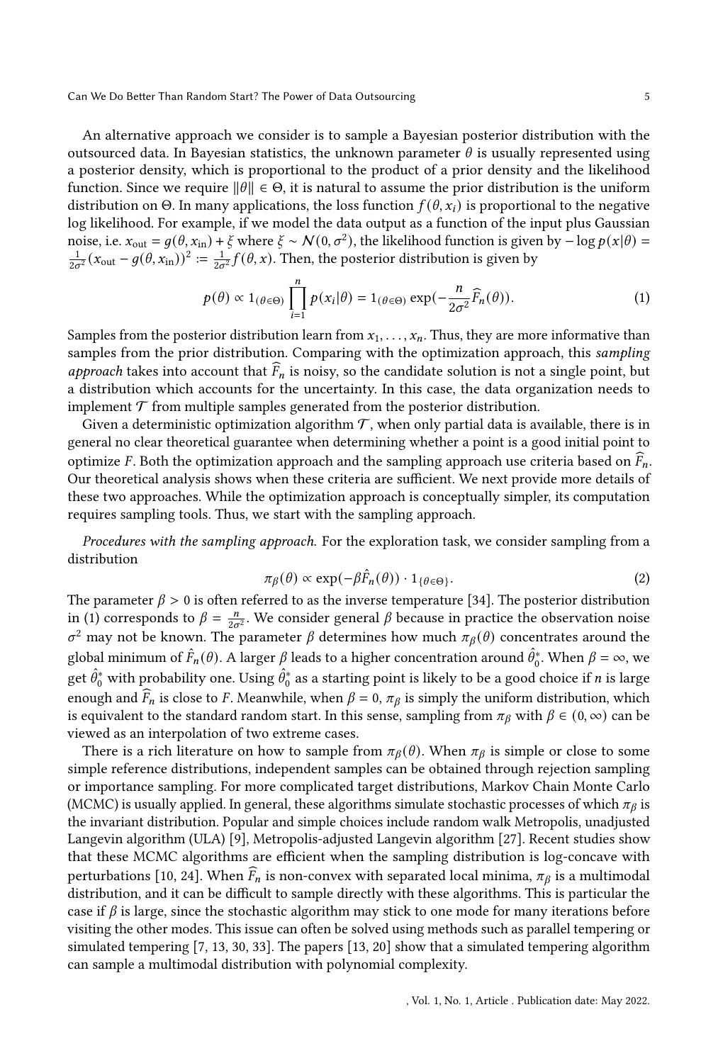An alternative approach we consider is to sample a Bayesian posterior distribution with the outsourced data. In Bayesian statistics, the unknown parameter $\theta$ is usually represented using a posterior density, which is proportional to the product of a prior density and the likelihood function. Since we require $\|\theta\| \in \Theta$, it is natural to assume the prior distribution is the uniform distribution on $\Theta$. In many applications, the loss function $f(\theta, x_i)$ is proportional to the negative log likelihood. For example, if we model the data output as a function of the input plus Gaussian noise, i.e. $x_{\text{out}} = g(\theta, x_{\text{in}}) + \xi$ where $\xi \sim \mathcal{N}(0, \sigma^2)$, the likelihood function is given by $-\log p(x|\theta) = \frac{1}{2\sigma^2}(x_{\text{out}} - g(\theta, x_{\text{in}}))^2 := \frac{1}{2\sigma^2} f(\theta, x)$. Then, the posterior distribution is given by

$$p(\theta) \propto 1_{(\theta \in \Theta)} \prod_{i=1}^{n} p(x_i|\theta) = 1_{(\theta \in \Theta)} \exp(-\frac{n}{2\sigma^2} \widehat{F}_n(\theta)). \tag{1}$$

Samples from the posterior distribution learn from $x_1, \dots, x_n$. Thus, they are more informative than samples from the prior distribution. Comparing with the optimization approach, this *sampling approach* takes into account that $\widehat{F}_n$ is noisy, so the candidate solution is not a single point, but a distribution which accounts for the uncertainty. In this case, the data organization needs to implement $\mathcal{T}$ from multiple samples generated from the posterior distribution.

Given a deterministic optimization algorithm $\mathcal{T}$, when only partial data is available, there is in general no clear theoretical guarantee when determining whether a point is a good initial point to optimize $F$. Both the optimization approach and the sampling approach use criteria based on $\widehat{F}_n$. Our theoretical analysis shows when these criteria are sufficient. We next provide more details of these two approaches. While the optimization approach is conceptually simpler, its computation requires sampling tools. Thus, we start with the sampling approach.

*Procedures with the sampling approach.* For the exploration task, we consider sampling from a distribution

$$\pi_\beta(\theta) \propto \exp(-\beta \hat{F}_n(\theta)) \cdot 1_{\{\theta \in \Theta\}}. \tag{2}$$

The parameter $\beta > 0$ is often referred to as the inverse temperature [34]. The posterior distribution in (1) corresponds to $\beta = \frac{n}{2\sigma^2}$. We consider general $\beta$ because in practice the observation noise $\sigma^2$ may not be known. The parameter $\beta$ determines how much $\pi_\beta(\theta)$ concentrates around the global minimum of $\hat{F}_n(\theta)$. A larger $\beta$ leads to a higher concentration around $\hat{\theta}_0^*$. When $\beta = \infty$, we get $\hat{\theta}_0^*$ with probability one. Using $\hat{\theta}_0^*$ as a starting point is likely to be a good choice if $n$ is large enough and $\widehat{F}_n$ is close to $F$. Meanwhile, when $\beta = 0$, $\pi_\beta$ is simply the uniform distribution, which is equivalent to the standard random start. In this sense, sampling from $\pi_\beta$ with $\beta \in (0, \infty)$ can be viewed as an interpolation of two extreme cases.

There is a rich literature on how to sample from $\pi_\beta(\theta)$. When $\pi_\beta$ is simple or close to some simple reference distributions, independent samples can be obtained through rejection sampling or importance sampling. For more complicated target distributions, Markov Chain Monte Carlo (MCMC) is usually applied. In general, these algorithms simulate stochastic processes of which $\pi_\beta$ is the invariant distribution. Popular and simple choices include random walk Metropolis, unadjusted Langevin algorithm (ULA) [9], Metropolis-adjusted Langevin algorithm [27]. Recent studies show that these MCMC algorithms are efficient when the sampling distribution is log-concave with perturbations [10, 24]. When $\widehat{F}_n$ is non-convex with separated local minima, $\pi_\beta$ is a multimodal distribution, and it can be difficult to sample directly with these algorithms. This is particular the case if $\beta$ is large, since the stochastic algorithm may stick to one mode for many iterations before visiting the other modes. This issue can often be solved using methods such as parallel tempering or simulated tempering [7, 13, 30, 33]. The papers [13, 20] show that a simulated tempering algorithm can sample a multimodal distribution with polynomial complexity.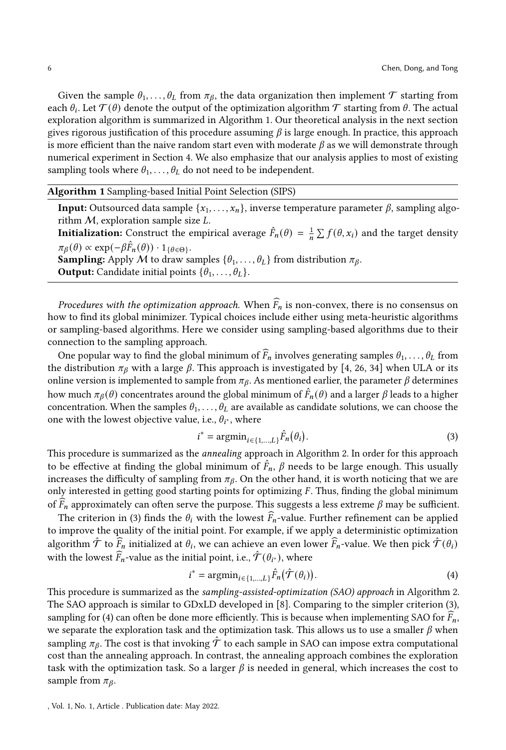Given the sample $\theta_1, \ldots, \theta_L$ from $\pi_\beta$, the data organization then implement $\mathcal{T}$ starting from each $\theta_i$. Let $\mathcal{T}(\theta)$ denote the output of the optimization algorithm $\mathcal{T}$ starting from $\theta$. The actual exploration algorithm is summarized in Algorithm 1. Our theoretical analysis in the next section gives rigorous justification of this procedure assuming $\beta$ is large enough. In practice, this approach is more efficient than the naive random start even with moderate $\beta$ as we will demonstrate through numerical experiment in Section 4. We also emphasize that our analysis applies to most of existing sampling tools where $\theta_1, \ldots, \theta_L$ do not need to be independent.

---

**Algorithm 1** Sampling-based Initial Point Selection (SIPS)

---

**Input:** Outsourced data sample $\{x_1, \ldots, x_n\}$, inverse temperature parameter $\beta$, sampling algorithm $\mathcal{M}$, exploration sample size $L$.

**Initialization:** Construct the empirical average $\hat{F}_n(\theta) = \frac{1}{n} \sum f(\theta, x_i)$ and the target density $\pi_\beta(\theta) \propto \exp(-\beta \hat{F}_n(\theta)) \cdot 1_{\{\theta \in \Theta\}}$.

**Sampling:** Apply $\mathcal{M}$ to draw samples $\{\theta_1, \ldots, \theta_L\}$ from distribution $\pi_\beta$.

**Output:** Candidate initial points $\{\theta_1, \ldots, \theta_L\}$.

---

*Procedures with the optimization approach.* When $\widehat{F}_n$ is non-convex, there is no consensus on how to find its global minimizer. Typical choices include either using meta-heuristic algorithms or sampling-based algorithms. Here we consider using sampling-based algorithms due to their connection to the sampling approach.

One popular way to find the global minimum of $\widehat{F}_n$ involves generating samples $\theta_1, \ldots, \theta_L$ from the distribution $\pi_\beta$ with a large $\beta$. This approach is investigated by [4, 26, 34] when ULA or its online version is implemented to sample from $\pi_\beta$. As mentioned earlier, the parameter $\beta$ determines how much $\pi_\beta(\theta)$ concentrates around the global minimum of $\hat{F}_n(\theta)$ and a larger $\beta$ leads to a higher concentration. When the samples $\theta_1, \ldots, \theta_L$ are available as candidate solutions, we can choose the one with the lowest objective value, i.e., $\theta_{i^*}$, where

$$i^* = \text{argmin}_{i \in \{1,\ldots,L\}} \hat{F}_n(\theta_i). \tag{3}$$

This procedure is summarized as the *annealing* approach in Algorithm 2. In order for this approach to be effective at finding the global minimum of $\hat{F}_n$, $\beta$ needs to be large enough. This usually increases the difficulty of sampling from $\pi_\beta$. On the other hand, it is worth noticing that we are only interested in getting good starting points for optimizing $F$. Thus, finding the global minimum of $\widehat{F}_n$ approximately can often serve the purpose. This suggests a less extreme $\beta$ may be sufficient.

The criterion in (3) finds the $\theta_i$ with the lowest $\widehat{F}_n$-value. Further refinement can be applied to improve the quality of the initial point. For example, if we apply a deterministic optimization algorithm $\hat{\mathcal{T}}$ to $\widehat{F}_n$ initialized at $\theta_i$, we can achieve an even lower $\widehat{F}_n$-value. We then pick $\hat{\mathcal{T}}(\theta_i)$ with the lowest $\widehat{F}_n$-value as the initial point, i.e., $\hat{\mathcal{T}}(\theta_{i^*})$, where

$$i^* = \text{argmin}_{i \in \{1,\ldots,L\}} \hat{F}_n\big(\hat{\mathcal{T}}(\theta_i)\big). \tag{4}$$

This procedure is summarized as the *sampling-assisted-optimization (SAO) approach* in Algorithm 2. The SAO approach is similar to GDxLD developed in [8]. Comparing to the simpler criterion (3), sampling for (4) can often be done more efficiently. This is because when implementing SAO for $\widehat{F}_n$, we separate the exploration task and the optimization task. This allows us to use a smaller $\beta$ when sampling $\pi_\beta$. The cost is that invoking $\hat{\mathcal{T}}$ to each sample in SAO can impose extra computational cost than the annealing approach. In contrast, the annealing approach combines the exploration task with the optimization task. So a larger $\beta$ is needed in general, which increases the cost to sample from $\pi_\beta$.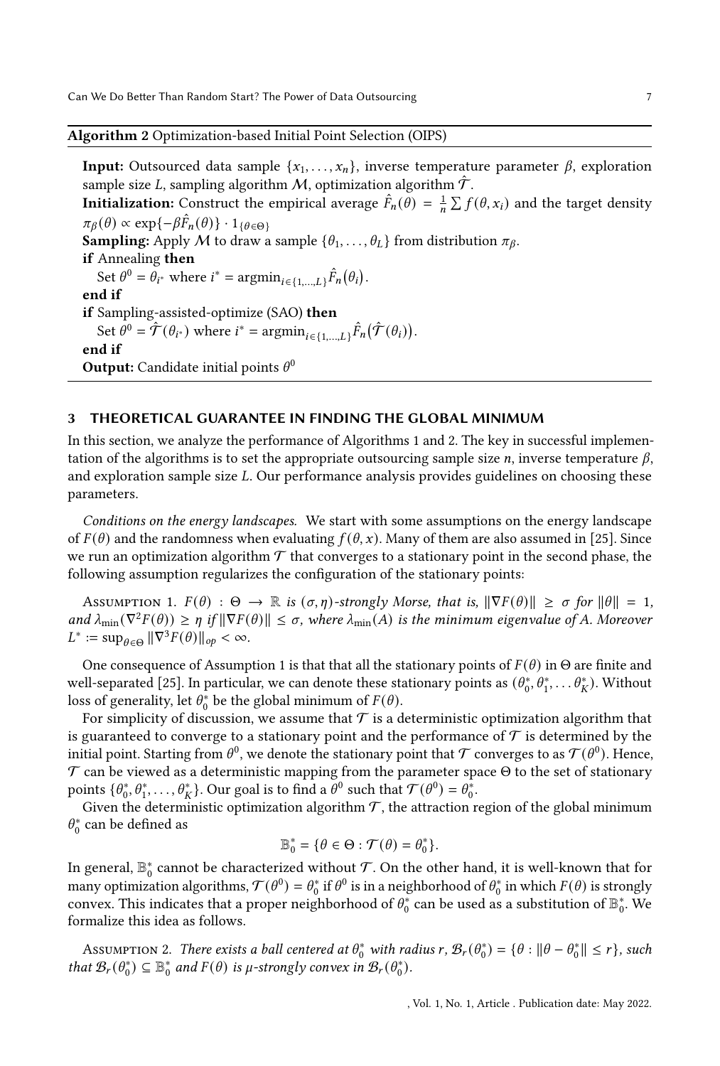**Algorithm 2** Optimization-based Initial Point Selection (OIPS)

**Input:** Outsourced data sample $\{x_1, \ldots, x_n\}$, inverse temperature parameter $\beta$, exploration sample size $L$, sampling algorithm $\mathcal{M}$, optimization algorithm $\hat{\mathcal{T}}$.

**Initialization:** Construct the empirical average $\hat{F}_n(\theta) = \frac{1}{n}\sum f(\theta, x_i)$ and the target density $\pi_\beta(\theta) \propto \exp\{-\beta \hat{F}_n(\theta)\} \cdot 1_{\{\theta \in \Theta\}}$

**Sampling:** Apply $\mathcal{M}$ to draw a sample $\{\theta_1, \ldots, \theta_L\}$ from distribution $\pi_\beta$.

**if** Annealing **then**

  Set $\theta^0 = \theta_{i^*}$ where $i^* = \text{argmin}_{i \in \{1,\ldots,L\}} \hat{F}_n(\theta_i)$.

**end if**

**if** Sampling-assisted-optimize (SAO) **then**

  Set $\theta^0 = \hat{\mathcal{T}}(\theta_{i^*})$ where $i^* = \text{argmin}_{i \in \{1,\ldots,L\}} \hat{F}_n(\hat{\mathcal{T}}(\theta_i))$.

**end if**

**Output:** Candidate initial points $\theta^0$

## 3 THEORETICAL GUARANTEE IN FINDING THE GLOBAL MINIMUM

In this section, we analyze the performance of Algorithms 1 and 2. The key in successful implementation of the algorithms is to set the appropriate outsourcing sample size $n$, inverse temperature $\beta$, and exploration sample size $L$. Our performance analysis provides guidelines on choosing these parameters.

*Conditions on the energy landscapes.* We start with some assumptions on the energy landscape of $F(\theta)$ and the randomness when evaluating $f(\theta, x)$. Many of them are also assumed in [25]. Since we run an optimization algorithm $\mathcal{T}$ that converges to a stationary point in the second phase, the following assumption regularizes the configuration of the stationary points:

Assumption 1. *$F(\theta) : \Theta \to \mathbb{R}$ is $(\sigma, \eta)$-strongly Morse, that is, $\|\nabla F(\theta)\| \geq \sigma$ for $\|\theta\| = 1$, and $\lambda_{\min}(\nabla^2 F(\theta)) \geq \eta$ if $\|\nabla F(\theta)\| \leq \sigma$, where $\lambda_{\min}(A)$ is the minimum eigenvalue of $A$. Moreover $L^* := \sup_{\theta \in \Theta} \|\nabla^3 F(\theta)\|_{op} < \infty$.*

One consequence of Assumption 1 is that that all the stationary points of $F(\theta)$ in $\Theta$ are finite and well-separated [25]. In particular, we can denote these stationary points as $(\theta_0^*, \theta_1^*, \ldots \theta_K^*)$. Without loss of generality, let $\theta_0^*$ be the global minimum of $F(\theta)$.

For simplicity of discussion, we assume that $\mathcal{T}$ is a deterministic optimization algorithm that is guaranteed to converge to a stationary point and the performance of $\mathcal{T}$ is determined by the initial point. Starting from $\theta^0$, we denote the stationary point that $\mathcal{T}$ converges to as $\mathcal{T}(\theta^0)$. Hence, $\mathcal{T}$ can be viewed as a deterministic mapping from the parameter space $\Theta$ to the set of stationary points $\{\theta_0^*, \theta_1^*, \ldots, \theta_K^*\}$. Our goal is to find a $\theta^0$ such that $\mathcal{T}(\theta^0) = \theta_0^*$.

Given the deterministic optimization algorithm $\mathcal{T}$, the attraction region of the global minimum $\theta_0^*$ can be defined as

$$\mathbb{B}_0^* = \{\theta \in \Theta : \mathcal{T}(\theta) = \theta_0^*\}.$$

In general, $\mathbb{B}_0^*$ cannot be characterized without $\mathcal{T}$. On the other hand, it is well-known that for many optimization algorithms, $\mathcal{T}(\theta^0) = \theta_0^*$ if $\theta^0$ is in a neighborhood of $\theta_0^*$ in which $F(\theta)$ is strongly convex. This indicates that a proper neighborhood of $\theta_0^*$ can be used as a substitution of $\mathbb{B}_0^*$. We formalize this idea as follows.

Assumption 2. *There exists a ball centered at $\theta_0^*$ with radius $r$, $\mathcal{B}_r(\theta_0^*) = \{\theta : \|\theta - \theta_0^*\| \leq r\}$, such that $\mathcal{B}_r(\theta_0^*) \subseteq \mathbb{B}_0^*$ and $F(\theta)$ is $\mu$-strongly convex in $\mathcal{B}_r(\theta_0^*)$.*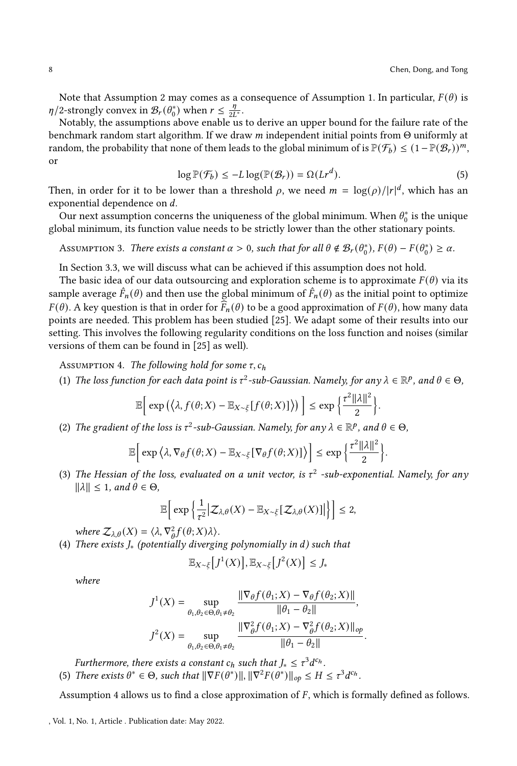Note that Assumption 2 may comes as a consequence of Assumption 1. In particular, $F(\theta)$ is $\eta/2$-strongly convex in $\mathcal{B}_r(\theta_0^*)$ when $r \leq \frac{\eta}{2L^*}$.

Notably, the assumptions above enable us to derive an upper bound for the failure rate of the benchmark random start algorithm. If we draw $m$ independent initial points from $\Theta$ uniformly at random, the probability that none of them leads to the global minimum of is $\mathbb{P}(\mathcal{F}_b) \leq (1 - \mathbb{P}(\mathcal{B}_r))^m$, or

$$\log \mathbb{P}(\mathcal{F}_b) \leq -L \log(\mathbb{P}(\mathcal{B}_r)) = \Omega(Lr^d). \tag{5}$$

Then, in order for it to be lower than a threshold $\rho$, we need $m = \log(\rho)/|r|^d$, which has an exponential dependence on $d$.

Our next assumption concerns the uniqueness of the global minimum. When $\theta_0^*$ is the unique global minimum, its function value needs to be strictly lower than the other stationary points.

Assumption 3. *There exists a constant $\alpha > 0$, such that for all $\theta \notin \mathcal{B}_r(\theta_0^*)$, $F(\theta) - F(\theta_0^*) \geq \alpha$.*

In Section 3.3, we will discuss what can be achieved if this assumption does not hold.

The basic idea of our data outsourcing and exploration scheme is to approximate $F(\theta)$ via its sample average $\hat{F}_n(\theta)$ and then use the global minimum of $\hat{F}_n(\theta)$ as the initial point to optimize $F(\theta)$. A key question is that in order for $\widehat{F}_n(\theta)$ to be a good approximation of $F(\theta)$, how many data points are needed. This problem has been studied [25]. We adapt some of their results into our setting. This involves the following regularity conditions on the loss function and noises (similar versions of them can be found in [25] as well).

Assumption 4. *The following hold for some $\tau, c_h$*

(1) *The loss function for each data point is $\tau^2$-sub-Gaussian. Namely, for any $\lambda \in \mathbb{R}^p$, and $\theta \in \Theta$,*

$$\mathbb{E}\Big[\exp\left(\langle \lambda, f(\theta; X) - \mathbb{E}_{X\sim\xi}[f(\theta; X)]\rangle\right)\Big] \leq \exp\left\{\frac{\tau^2\|\lambda\|^2}{2}\right\}.$$

(2) *The gradient of the loss is $\tau^2$-sub-Gaussian. Namely, for any $\lambda \in \mathbb{R}^p$, and $\theta \in \Theta$,*

$$\mathbb{E}\Big[\exp\left\langle \lambda, \nabla_\theta f(\theta; X) - \mathbb{E}_{X\sim\xi}[\nabla_\theta f(\theta; X)]\right\rangle\Big] \leq \exp\left\{\frac{\tau^2\|\lambda\|^2}{2}\right\}.$$

(3) *The Hessian of the loss, evaluated on a unit vector, is $\tau^2$ -sub-exponential. Namely, for any $\|\lambda\| \leq 1$, and $\theta \in \Theta$,*

$$\mathbb{E}\Big[\exp\left\{\frac{1}{\tau^2}\left|\mathcal{Z}_{\lambda,\theta}(X) - \mathbb{E}_{X\sim\xi}[\mathcal{Z}_{\lambda,\theta}(X)]\right|\right\}\Big] \leq 2,$$

*where $\mathcal{Z}_{\lambda,\theta}(X) = \langle \lambda, \nabla_\theta^2 f(\theta; X)\lambda\rangle$.*

(4) *There exists $J_*$ (potentially diverging polynomially in $d$) such that*

$$\mathbb{E}_{X\sim\xi}\big[J^1(X)\big], \mathbb{E}_{X\sim\xi}\big[J^2(X)\big] \leq J_*$$

*where*

$$J^1(X) = \sup_{\theta_1,\theta_2\in\Theta,\theta_1\neq\theta_2} \frac{\|\nabla_\theta f(\theta_1; X) - \nabla_\theta f(\theta_2; X)\|}{\|\theta_1 - \theta_2\|},$$

$$J^2(X) = \sup_{\theta_1,\theta_2\in\Theta,\theta_1\neq\theta_2} \frac{\|\nabla_\theta^2 f(\theta_1; X) - \nabla_\theta^2 f(\theta_2; X)\|_{op}}{\|\theta_1 - \theta_2\|}.$$

*Furthermore, there exists a constant $c_h$ such that $J_* \leq \tau^3 d^{c_h}$.*

(5) *There exists $\theta^* \in \Theta$, such that $\|\nabla F(\theta^*)\|, \|\nabla^2 F(\theta^*)\|_{op} \leq H \leq \tau^3 d^{c_h}$.*

Assumption 4 allows us to find a close approximation of $F$, which is formally defined as follows.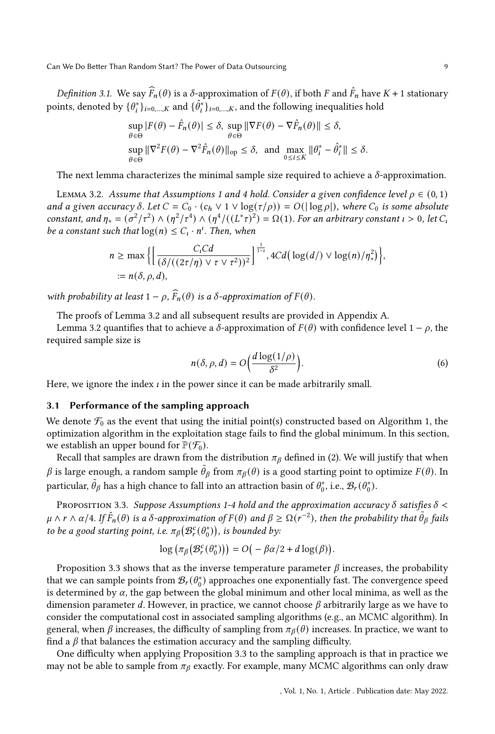*Definition 3.1.* We say $\widehat{F}_n(\theta)$ is a $\delta$-approximation of $F(\theta)$, if both $F$ and $\hat{F}_n$ have $K+1$ stationary points, denoted by $\{\theta_i^*\}_{i=0,\ldots,K}$ and $\{\hat{\theta}_i^*\}_{i=0,\ldots,K}$, and the following inequalities hold

$$
\sup_{\theta\in\Theta} |F(\theta) - \hat{F}_n(\theta)| \leq \delta, \ \sup_{\theta\in\Theta} \|\nabla F(\theta) - \nabla \hat{F}_n(\theta)\| \leq \delta,
$$

$$
\sup_{\theta\in\Theta} \|\nabla^2 F(\theta) - \nabla^2 \hat{F}_n(\theta)\|_{\mathrm{op}} \leq \delta, \ \text{and} \ \max_{0\leq i\leq K} \|\theta_i^* - \hat{\theta}_i^*\| \leq \delta.
$$

The next lemma characterizes the minimal sample size required to achieve a $\delta$-approximation.

Lemma 3.2. *Assume that Assumptions 1 and 4 hold. Consider a given confidence level $\rho \in (0,1)$ and a given accuracy $\delta$. Let $C = C_0 \cdot (c_h \vee 1 \vee \log(\tau/\rho)) = O(|\log \rho|)$, where $C_0$ is some absolute constant, and $\eta_* = (\sigma^2/\tau^2) \wedge (\eta^2/\tau^4) \wedge (\eta^4/((L^*\tau)^2) = \Omega(1)$. For an arbitrary constant $\iota > 0$, let $C_\iota$ be a constant such that $\log(n) \leq C_\iota \cdot n^\iota$. Then, when*

$$
n \geq \max\Big\{\Big[\frac{C_\iota C d}{(\delta/((2\tau/\eta)\vee\tau\vee\tau^2))^2}\Big]^{\frac{1}{1-\iota}}, 4Cd\big(\log(d/)\vee\log(n)/\eta_*^2\big)\Big\},
$$
$$
:= n(\delta,\rho,d),
$$

*with probability at least $1-\rho$, $\widehat{F}_n(\theta)$ is a $\delta$-approximation of $F(\theta)$.*

The proofs of Lemma 3.2 and all subsequent results are provided in Appendix A.

Lemma 3.2 quantifies that to achieve a $\delta$-approximation of $F(\theta)$ with confidence level $1-\rho$, the required sample size is

$$
n(\delta,\rho,d) = O\Big(\frac{d\log(1/\rho)}{\delta^2}\Big). \tag{6}
$$

Here, we ignore the index $\iota$ in the power since it can be made arbitrarily small.

### 3.1 Performance of the sampling approach

We denote $\mathcal{F}_0$ as the event that using the initial point(s) constructed based on Algorithm 1, the optimization algorithm in the exploitation stage fails to find the global minimum. In this section, we establish an upper bound for $\mathbb{P}(\mathcal{F}_0)$.

Recall that samples are drawn from the distribution $\pi_\beta$ defined in (2). We will justify that when $\beta$ is large enough, a random sample $\tilde{\theta}_\beta$ from $\pi_\beta(\theta)$ is a good starting point to optimize $F(\theta)$. In particular, $\tilde{\theta}_\beta$ has a high chance to fall into an attraction basin of $\theta_0^*$, i.e., $\mathcal{B}_r(\theta_0^*)$.

Proposition 3.3. *Suppose Assumptions 1-4 hold and the approximation accuracy $\delta$ satisfies $\delta < \mu \wedge r \wedge \alpha/4$. If $\hat{F}_n(\theta)$ is a $\delta$-approximation of $F(\theta)$ and $\beta \geq \Omega(r^{-2})$, then the probability that $\tilde{\theta}_\beta$ fails to be a good starting point, i.e. $\pi_\beta\big(\mathcal{B}_r^c(\theta_0^*)\big)$, is bounded by:*

$$
\log\big(\pi_\beta\big(\mathcal{B}_r^c(\theta_0^*)\big)\big) = O\big(-\beta\alpha/2 + d\log(\beta)\big).
$$

Proposition 3.3 shows that as the inverse temperature parameter $\beta$ increases, the probability that we can sample points from $\mathcal{B}_r(\theta_0^*)$ approaches one exponentially fast. The convergence speed is determined by $\alpha$, the gap between the global minimum and other local minima, as well as the dimension parameter $d$. However, in practice, we cannot choose $\beta$ arbitrarily large as we have to consider the computational cost in associated sampling algorithms (e.g., an MCMC algorithm). In general, when $\beta$ increases, the difficulty of sampling from $\pi_\beta(\theta)$ increases. In practice, we want to find a $\beta$ that balances the estimation accuracy and the sampling difficulty.

One difficulty when applying Proposition 3.3 to the sampling approach is that in practice we may not be able to sample from $\pi_\beta$ exactly. For example, many MCMC algorithms can only draw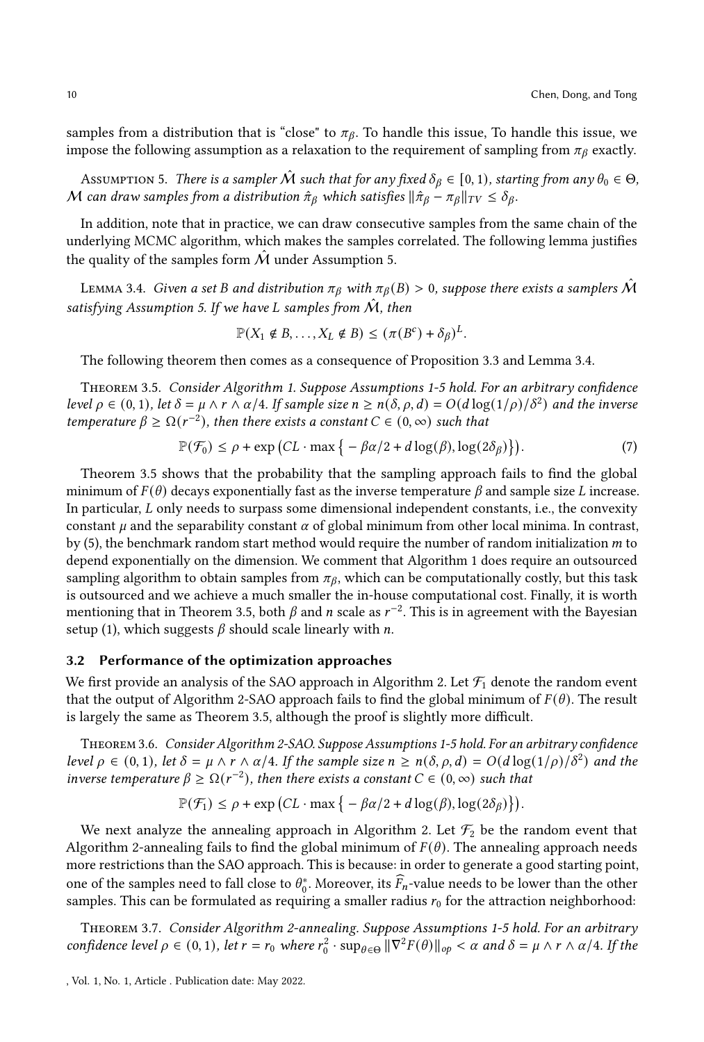samples from a distribution that is "close" to $\pi_\beta$. To handle this issue, To handle this issue, we impose the following assumption as a relaxation to the requirement of sampling from $\pi_\beta$ exactly.

Assumption 5. *There is a sampler $\hat{\mathcal{M}}$ such that for any fixed $\delta_\beta \in [0, 1)$, starting from any $\theta_0 \in \Theta$, $\mathcal{M}$ can draw samples from a distribution $\hat{\pi}_\beta$ which satisfies $\|\hat{\pi}_\beta - \pi_\beta\|_{TV} \leq \delta_\beta$.*

In addition, note that in practice, we can draw consecutive samples from the same chain of the underlying MCMC algorithm, which makes the samples correlated. The following lemma justifies the quality of the samples form $\hat{\mathcal{M}}$ under Assumption 5.

Lemma 3.4. *Given a set $B$ and distribution $\pi_\beta$ with $\pi_\beta(B) > 0$, suppose there exists a samplers $\hat{\mathcal{M}}$ satisfying Assumption 5. If we have $L$ samples from $\hat{\mathcal{M}}$, then*

$$\mathbb{P}(X_1 \notin B, \ldots, X_L \notin B) \leq (\pi(B^c) + \delta_\beta)^L.$$

The following theorem then comes as a consequence of Proposition 3.3 and Lemma 3.4.

Theorem 3.5. *Consider Algorithm 1. Suppose Assumptions 1-5 hold. For an arbitrary confidence level $\rho \in (0, 1)$, let $\delta = \mu \wedge r \wedge \alpha/4$. If sample size $n \geq n(\delta, \rho, d) = O(d \log(1/\rho)/\delta^2)$ and the inverse temperature $\beta \geq \Omega(r^{-2})$, then there exists a constant $C \in (0, \infty)$ such that*

$$\mathbb{P}(\mathcal{F}_0) \leq \rho + \exp\left(CL \cdot \max\left\{-\beta\alpha/2 + d\log(\beta), \log(2\delta_\beta)\right\}\right). \tag{7}$$

Theorem 3.5 shows that the probability that the sampling approach fails to find the global minimum of $F(\theta)$ decays exponentially fast as the inverse temperature $\beta$ and sample size $L$ increase. In particular, $L$ only needs to surpass some dimensional independent constants, i.e., the convexity constant $\mu$ and the separability constant $\alpha$ of global minimum from other local minima. In contrast, by (5), the benchmark random start method would require the number of random initialization $m$ to depend exponentially on the dimension. We comment that Algorithm 1 does require an outsourced sampling algorithm to obtain samples from $\pi_\beta$, which can be computationally costly, but this task is outsourced and we achieve a much smaller the in-house computational cost. Finally, it is worth mentioning that in Theorem 3.5, both $\beta$ and $n$ scale as $r^{-2}$. This is in agreement with the Bayesian setup (1), which suggests $\beta$ should scale linearly with $n$.

### 3.2 Performance of the optimization approaches

We first provide an analysis of the SAO approach in Algorithm 2. Let $\mathcal{F}_1$ denote the random event that the output of Algorithm 2-SAO approach fails to find the global minimum of $F(\theta)$. The result is largely the same as Theorem 3.5, although the proof is slightly more difficult.

Theorem 3.6. *Consider Algorithm 2-SAO. Suppose Assumptions 1-5 hold. For an arbitrary confidence level $\rho \in (0, 1)$, let $\delta = \mu \wedge r \wedge \alpha/4$. If the sample size $n \geq n(\delta, \rho, d) = O(d \log(1/\rho)/\delta^2)$ and the inverse temperature $\beta \geq \Omega(r^{-2})$, then there exists a constant $C \in (0, \infty)$ such that*

$$\mathbb{P}(\mathcal{F}_1) \leq \rho + \exp\left(CL \cdot \max\left\{-\beta\alpha/2 + d\log(\beta), \log(2\delta_\beta)\right\}\right).$$

We next analyze the annealing approach in Algorithm 2. Let $\mathcal{F}_2$ be the random event that Algorithm 2-annealing fails to find the global minimum of $F(\theta)$. The annealing approach needs more restrictions than the SAO approach. This is because: in order to generate a good starting point, one of the samples need to fall close to $\theta_0^*$. Moreover, its $\widehat{F}_n$-value needs to be lower than the other samples. This can be formulated as requiring a smaller radius $r_0$ for the attraction neighborhood:

Theorem 3.7. *Consider Algorithm 2-annealing. Suppose Assumptions 1-5 hold. For an arbitrary confidence level $\rho \in (0, 1)$, let $r = r_0$ where $r_0^2 \cdot \sup_{\theta \in \Theta} \|\nabla^2 F(\theta)\|_{op} < \alpha$ and $\delta = \mu \wedge r \wedge \alpha/4$. If the*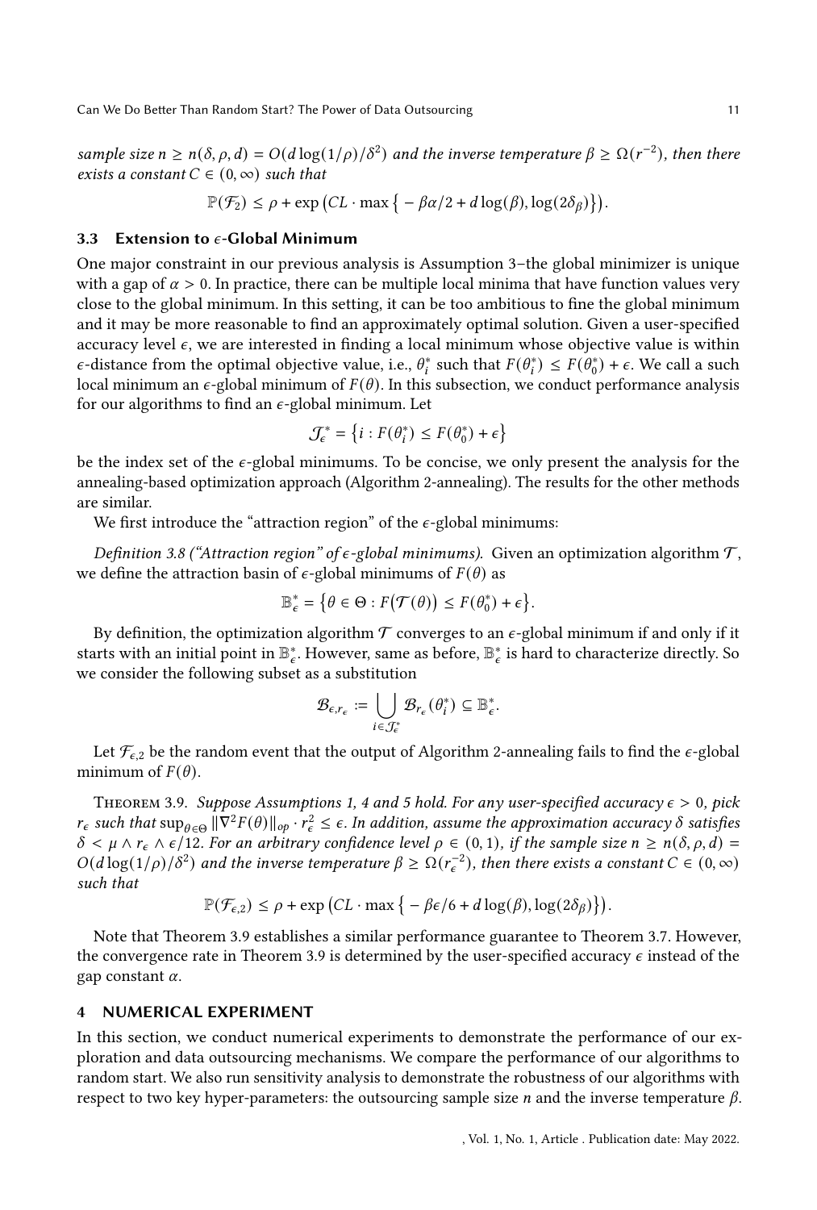*sample size $n \geq n(\delta, \rho, d) = O(d \log(1/\rho)/\delta^2)$ and the inverse temperature $\beta \geq \Omega(r^{-2})$, then there exists a constant $C \in (0, \infty)$ such that*

$$\mathbb{P}(\mathcal{F}_2) \leq \rho + \exp\big(CL \cdot \max\big\{-\beta\alpha/2 + d\log(\beta), \log(2\delta_\beta)\big\}\big).$$

### 3.3 Extension to $\epsilon$-Global Minimum

One major constraint in our previous analysis is Assumption 3–the global minimizer is unique with a gap of $\alpha > 0$. In practice, there can be multiple local minima that have function values very close to the global minimum. In this setting, it can be too ambitious to fine the global minimum and it may be more reasonable to find an approximately optimal solution. Given a user-specified accuracy level $\epsilon$, we are interested in finding a local minimum whose objective value is within $\epsilon$-distance from the optimal objective value, i.e., $\theta_i^*$ such that $F(\theta_i^*) \leq F(\theta_0^*) + \epsilon$. We call a such local minimum an $\epsilon$-global minimum of $F(\theta)$. In this subsection, we conduct performance analysis for our algorithms to find an $\epsilon$-global minimum. Let

$$\mathcal{J}_\epsilon^* = \big\{i : F(\theta_i^*) \leq F(\theta_0^*) + \epsilon\big\}$$

be the index set of the $\epsilon$-global minimums. To be concise, we only present the analysis for the annealing-based optimization approach (Algorithm 2-annealing). The results for the other methods are similar.

We first introduce the "attraction region" of the $\epsilon$-global minimums:

*Definition 3.8 ("Attraction region" of $\epsilon$-global minimums).* Given an optimization algorithm $\mathcal{T}$, we define the attraction basin of $\epsilon$-global minimums of $F(\theta)$ as

$$\mathbb{B}_\epsilon^* = \big\{\theta \in \Theta : F\big(\mathcal{T}(\theta)\big) \leq F(\theta_0^*) + \epsilon\big\}.$$

By definition, the optimization algorithm $\mathcal{T}$ converges to an $\epsilon$-global minimum if and only if it starts with an initial point in $\mathbb{B}_\epsilon^*$. However, same as before, $\mathbb{B}_\epsilon^*$ is hard to characterize directly. So we consider the following subset as a substitution

$$\mathcal{B}_{\epsilon, r_\epsilon} := \bigcup_{i \in \mathcal{J}_\epsilon^*} \mathcal{B}_{r_\epsilon}(\theta_i^*) \subseteq \mathbb{B}_\epsilon^*.$$

Let $\mathcal{F}_{\epsilon,2}$ be the random event that the output of Algorithm 2-annealing fails to find the $\epsilon$-global minimum of $F(\theta)$.

Theorem 3.9. *Suppose Assumptions 1, 4 and 5 hold. For any user-specified accuracy $\epsilon > 0$, pick $r_\epsilon$ such that $\sup_{\theta \in \Theta} \|\nabla^2 F(\theta)\|_{op} \cdot r_\epsilon^2 \leq \epsilon$. In addition, assume the approximation accuracy $\delta$ satisfies $\delta < \mu \wedge r_\epsilon \wedge \epsilon/12$. For an arbitrary confidence level $\rho \in (0, 1)$, if the sample size $n \geq n(\delta, \rho, d) = O(d \log(1/\rho)/\delta^2)$ and the inverse temperature $\beta \geq \Omega(r_\epsilon^{-2})$, then there exists a constant $C \in (0, \infty)$ such that*

$$\mathbb{P}(\mathcal{F}_{\epsilon,2}) \leq \rho + \exp\big(CL \cdot \max\big\{-\beta\epsilon/6 + d\log(\beta), \log(2\delta_\beta)\big\}\big).$$

Note that Theorem 3.9 establishes a similar performance guarantee to Theorem 3.7. However, the convergence rate in Theorem 3.9 is determined by the user-specified accuracy $\epsilon$ instead of the gap constant $\alpha$.

## 4 NUMERICAL EXPERIMENT

In this section, we conduct numerical experiments to demonstrate the performance of our exploration and data outsourcing mechanisms. We compare the performance of our algorithms to random start. We also run sensitivity analysis to demonstrate the robustness of our algorithms with respect to two key hyper-parameters: the outsourcing sample size $n$ and the inverse temperature $\beta$.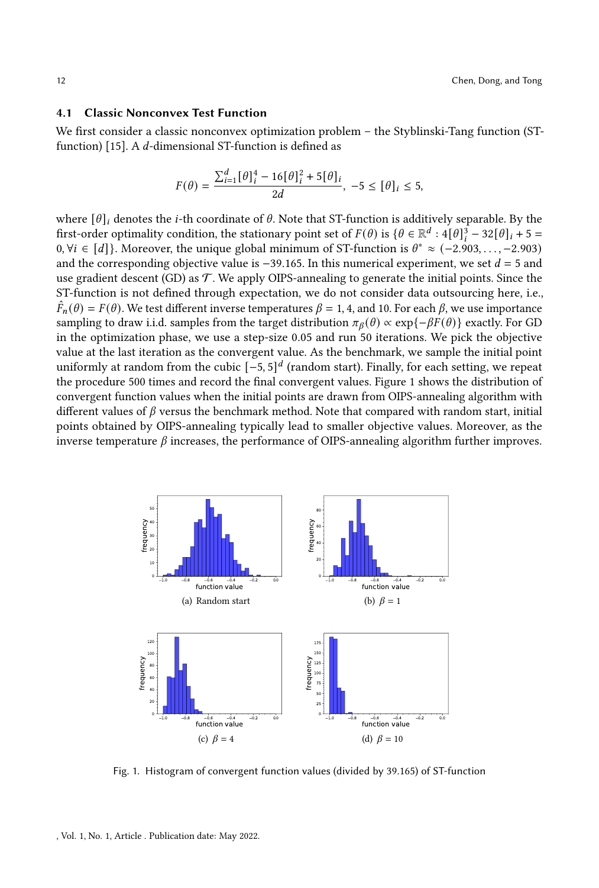### 4.1 Classic Nonconvex Test Function

We first consider a classic nonconvex optimization problem – the Styblinski-Tang function (ST-function) [15]. A $d$-dimensional ST-function is defined as

$$F(\theta) = \frac{\sum_{i=1}^{d} [\theta]_i^4 - 16[\theta]_i^2 + 5[\theta]_i}{2d}, \ -5 \le [\theta]_i \le 5,$$

where $[\theta]_i$ denotes the $i$-th coordinate of $\theta$. Note that ST-function is additively separable. By the first-order optimality condition, the stationary point set of $F(\theta)$ is $\{\theta \in \mathbb{R}^d : 4[\theta]_i^3 - 32[\theta]_i + 5 = 0, \forall i \in [d]\}$. Moreover, the unique global minimum of ST-function is $\theta^* \approx (-2.903, \ldots, -2.903)$ and the corresponding objective value is $-39.165$. In this numerical experiment, we set $d = 5$ and use gradient descent (GD) as $\mathcal{T}$. We apply OIPS-annealing to generate the initial points. Since the ST-function is not defined through expectation, we do not consider data outsourcing here, i.e., $\hat{F}_n(\theta) = F(\theta)$. We test different inverse temperatures $\beta = 1, 4,$ and $10$. For each $\beta$, we use importance sampling to draw i.i.d. samples from the target distribution $\pi_\beta(\theta) \propto \exp\{-\beta F(\theta)\}$ exactly. For GD in the optimization phase, we use a step-size 0.05 and run 50 iterations. We pick the objective value at the last iteration as the convergent value. As the benchmark, we sample the initial point uniformly at random from the cubic $[-5, 5]^d$ (random start). Finally, for each setting, we repeat the procedure 500 times and record the final convergent values. Figure 1 shows the distribution of convergent function values when the initial points are drawn from OIPS-annealing algorithm with different values of $\beta$ versus the benchmark method. Note that compared with random start, initial points obtained by OIPS-annealing typically lead to smaller objective values. Moreover, as the inverse temperature $\beta$ increases, the performance of OIPS-annealing algorithm further improves.

(a) Random start

(b) $\beta = 1$

(c) $\beta = 4$

(d) $\beta = 10$

Fig. 1. Histogram of convergent function values (divided by 39.165) of ST-function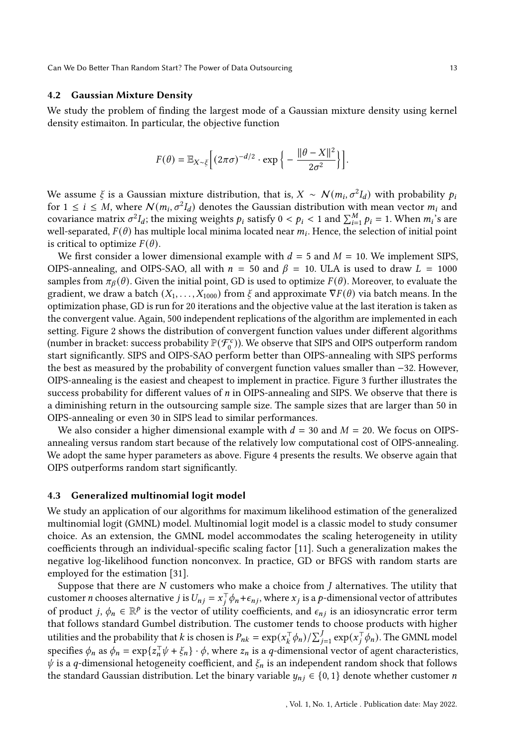### 4.2 Gaussian Mixture Density

We study the problem of finding the largest mode of a Gaussian mixture density using kernel density estimaiton. In particular, the objective function

$$F(\theta) = \mathbb{E}_{X\sim\xi}\Big[(2\pi\sigma)^{-d/2} \cdot \exp\Big\{-\frac{\|\theta - X\|^2}{2\sigma^2}\Big\}\Big].$$

We assume $\xi$ is a Gaussian mixture distribution, that is, $X \sim \mathcal{N}(m_i, \sigma^2 I_d)$ with probability $p_i$ for $1 \le i \le M$, where $\mathcal{N}(m_i, \sigma^2 I_d)$ denotes the Gaussian distribution with mean vector $m_i$ and covariance matrix $\sigma^2 I_d$; the mixing weights $p_i$ satisfy $0 < p_i < 1$ and $\sum_{i=1}^M p_i = 1$. When $m_i$'s are well-separated, $F(\theta)$ has multiple local minima located near $m_i$. Hence, the selection of initial point is critical to optimize $F(\theta)$.

We first consider a lower dimensional example with $d = 5$ and $M = 10$. We implement SIPS, OIPS-annealing, and OIPS-SAO, all with $n = 50$ and $\beta = 10$. ULA is used to draw $L = 1000$ samples from $\pi_\beta(\theta)$. Given the initial point, GD is used to optimize $F(\theta)$. Moreover, to evaluate the gradient, we draw a batch $(X_1, \ldots, X_{1000})$ from $\xi$ and approximate $\nabla F(\theta)$ via batch means. In the optimization phase, GD is run for 20 iterations and the objective value at the last iteration is taken as the convergent value. Again, 500 independent replications of the algorithm are implemented in each setting. Figure 2 shows the distribution of convergent function values under different algorithms (number in bracket: success probability $\mathbb{P}(\mathcal{F}_0^c)$). We observe that SIPS and OIPS outperform random start significantly. SIPS and OIPS-SAO perform better than OIPS-annealing with SIPS performs the best as measured by the probability of convergent function values smaller than $-32$. However, OIPS-annealing is the easiest and cheapest to implement in practice. Figure 3 further illustrates the success probability for different values of $n$ in OIPS-annealing and SIPS. We observe that there is a diminishing return in the outsourcing sample size. The sample sizes that are larger than 50 in OIPS-annealing or even 30 in SIPS lead to similar performances.

We also consider a higher dimensional example with $d = 30$ and $M = 20$. We focus on OIPS-annealing versus random start because of the relatively low computational cost of OIPS-annealing. We adopt the same hyper parameters as above. Figure 4 presents the results. We observe again that OIPS outperforms random start significantly.

### 4.3 Generalized multinomial logit model

We study an application of our algorithms for maximum likelihood estimation of the generalized multinomial logit (GMNL) model. Multinomial logit model is a classic model to study consumer choice. As an extension, the GMNL model accommodates the scaling heterogeneity in utility coefficients through an individual-specific scaling factor [11]. Such a generalization makes the negative log-likelihood function nonconvex. In practice, GD or BFGS with random starts are employed for the estimation [31].

Suppose that there are $N$ customers who make a choice from $J$ alternatives. The utility that customer $n$ chooses alternative $j$ is $U_{nj} = x_j^\top \phi_n + \epsilon_{nj}$, where $x_j$ is a $p$-dimensional vector of attributes of product $j$, $\phi_n \in \mathbb{R}^p$ is the vector of utility coefficients, and $\epsilon_{nj}$ is an idiosyncratic error term that follows standard Gumbel distribution. The customer tends to choose products with higher utilities and the probability that $k$ is chosen is $P_{nk} = \exp(x_k^\top \phi_n)/\sum_{j=1}^J \exp(x_j^\top \phi_n)$. The GMNL model specifies $\phi_n$ as $\phi_n = \exp\{z_n^\top \psi + \xi_n\} \cdot \phi$, where $z_n$ is a $q$-dimensional vector of agent characteristics, $\psi$ is a $q$-dimensional hetogeneity coefficient, and $\xi_n$ is an independent random shock that follows the standard Gaussian distribution. Let the binary variable $y_{nj} \in \{0, 1\}$ denote whether customer $n$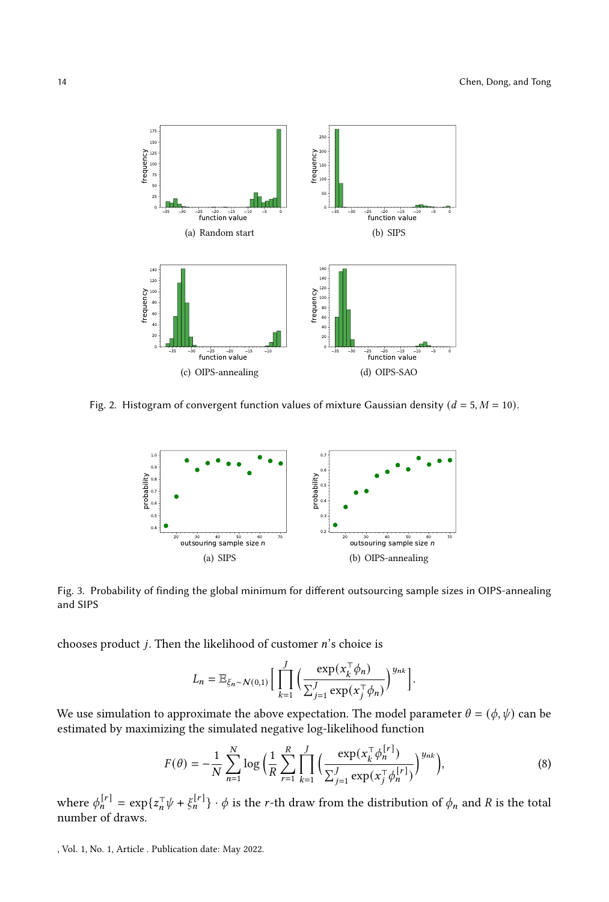(a) Random start

(b) SIPS

(c) OIPS-annealing

(d) OIPS-SAO

Fig. 2. Histogram of convergent function values of mixture Gaussian density ($d = 5, M = 10$).

(a) SIPS

(b) OIPS-annealing

Fig. 3. Probability of finding the global minimum for different outsourcing sample sizes in OIPS-annealing and SIPS

chooses product $j$. Then the likelihood of customer $n$'s choice is

$$L_n = \mathbb{E}_{\xi_n \sim \mathcal{N}(0,1)} \Big[ \prod_{k=1}^{J} \Big( \frac{\exp(x_k^\top \phi_n)}{\sum_{j=1}^{J} \exp(x_j^\top \phi_n)} \Big)^{y_{nk}} \Big].$$

We use simulation to approximate the above expectation. The model parameter $\theta = (\phi, \psi)$ can be estimated by maximizing the simulated negative log-likelihood function

$$F(\theta) = -\frac{1}{N} \sum_{n=1}^{N} \log \Big( \frac{1}{R} \sum_{r=1}^{R} \prod_{k=1}^{J} \Big( \frac{\exp(x_k^\top \phi_n^{[r]})}{\sum_{j=1}^{J} \exp(x_j^\top \phi_n^{[r]})} \Big)^{y_{nk}} \Big), \tag{8}$$

where $\phi_n^{[r]} = \exp\{z_n^\top \psi + \xi_n^{[r]}\} \cdot \phi$ is the $r$-th draw from the distribution of $\phi_n$ and $R$ is the total number of draws.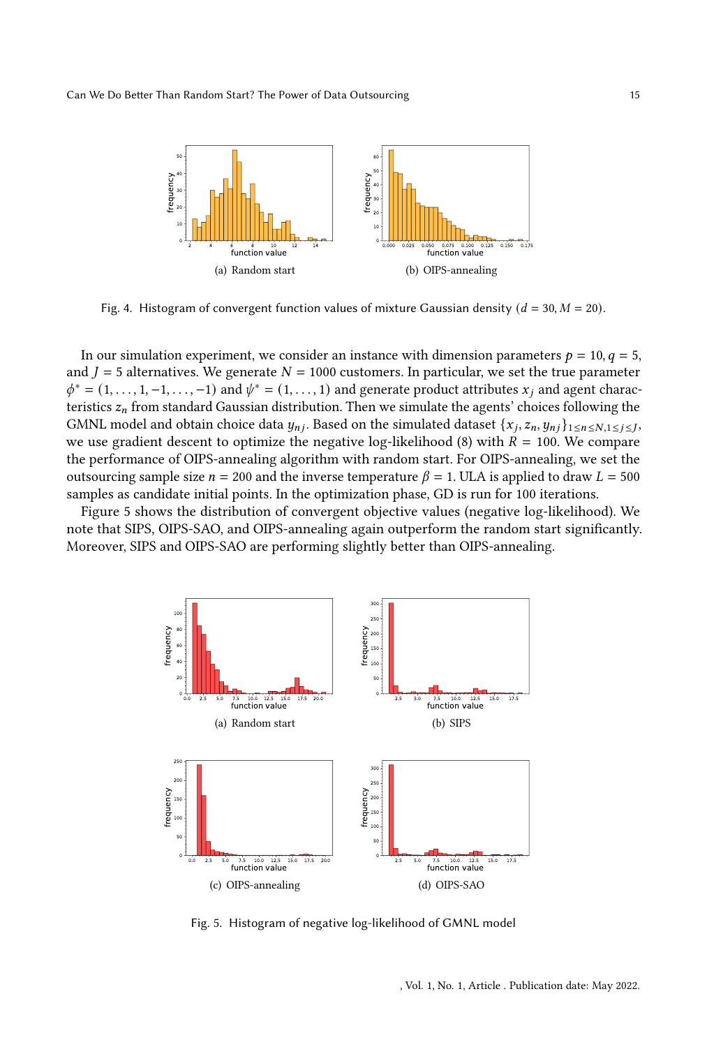(a) Random start

(b) OIPS-annealing

Fig. 4. Histogram of convergent function values of mixture Gaussian density ($d = 30, M = 20$).

In our simulation experiment, we consider an instance with dimension parameters $p = 10, q = 5$, and $J = 5$ alternatives. We generate $N = 1000$ customers. In particular, we set the true parameter $\phi^* = (1, \ldots, 1, -1, \ldots, -1)$ and $\psi^* = (1, \ldots, 1)$ and generate product attributes $x_j$ and agent characteristics $z_n$ from standard Gaussian distribution. Then we simulate the agents' choices following the GMNL model and obtain choice data $y_{nj}$. Based on the simulated dataset $\{x_j, z_n, y_{nj}\}_{1 \le n \le N, 1 \le j \le J}$, we use gradient descent to optimize the negative log-likelihood (8) with $R = 100$. We compare the performance of OIPS-annealing algorithm with random start. For OIPS-annealing, we set the outsourcing sample size $n = 200$ and the inverse temperature $\beta = 1$. ULA is applied to draw $L = 500$ samples as candidate initial points. In the optimization phase, GD is run for 100 iterations.

Figure 5 shows the distribution of convergent objective values (negative log-likelihood). We note that SIPS, OIPS-SAO, and OIPS-annealing again outperform the random start significantly. Moreover, SIPS and OIPS-SAO are performing slightly better than OIPS-annealing.

(a) Random start

(b) SIPS

(c) OIPS-annealing

(d) OIPS-SAO

Fig. 5. Histogram of negative log-likelihood of GMNL model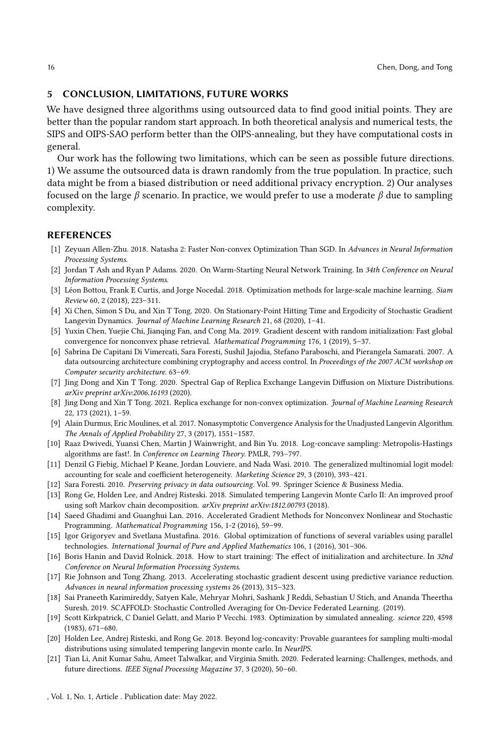## 5 CONCLUSION, LIMITATIONS, FUTURE WORKS

We have designed three algorithms using outsourced data to find good initial points. They are better than the popular random start approach. In both theoretical analysis and numerical tests, the SIPS and OIPS-SAO perform better than the OIPS-annealing, but they have computational costs in general.

Our work has the following two limitations, which can be seen as possible future directions. 1) We assume the outsourced data is drawn randomly from the true population. In practice, such data might be from a biased distribution or need additional privacy encryption. 2) Our analyses focused on the large $\beta$ scenario. In practice, we would prefer to use a moderate $\beta$ due to sampling complexity.

## REFERENCES

[1] Zeyuan Allen-Zhu. 2018. Natasha 2: Faster Non-convex Optimization Than SGD. In *Advances in Neural Information Processing Systems*.

[2] Jordan T Ash and Ryan P Adams. 2020. On Warm-Starting Neural Network Training. In *34th Conference on Neural Information Processing Systems*.

[3] Léon Bottou, Frank E Curtis, and Jorge Nocedal. 2018. Optimization methods for large-scale machine learning. *Siam Review* 60, 2 (2018), 223–311.

[4] Xi Chen, Simon S Du, and Xin T Tong. 2020. On Stationary-Point Hitting Time and Ergodicity of Stochastic Gradient Langevin Dynamics. *Journal of Machine Learning Research* 21, 68 (2020), 1–41.

[5] Yuxin Chen, Yuejie Chi, Jianqing Fan, and Cong Ma. 2019. Gradient descent with random initialization: Fast global convergence for nonconvex phase retrieval. *Mathematical Programming* 176, 1 (2019), 5–37.

[6] Sabrina De Capitani Di Vimercati, Sara Foresti, Sushil Jajodia, Stefano Paraboschi, and Pierangela Samarati. 2007. A data outsourcing architecture combining cryptography and access control. In *Proceedings of the 2007 ACM workshop on Computer security architecture*. 63–69.

[7] Jing Dong and Xin T Tong. 2020. Spectral Gap of Replica Exchange Langevin Diffusion on Mixture Distributions. *arXiv preprint arXiv:2006.16193* (2020).

[8] Jing Dong and Xin T Tong. 2021. Replica exchange for non-convex optimization. *Journal of Machine Learning Research* 22, 173 (2021), 1–59.

[9] Alain Durmus, Eric Moulines, et al. 2017. Nonasymptotic Convergence Analysis for the Unadjusted Langevin Algorithm. *The Annals of Applied Probability* 27, 3 (2017), 1551–1587.

[10] Raaz Dwivedi, Yuansi Chen, Martin J Wainwright, and Bin Yu. 2018. Log-concave sampling: Metropolis-Hastings algorithms are fast!. In *Conference on Learning Theory*. PMLR, 793–797.

[11] Denzil G Fiebig, Michael P Keane, Jordan Louviere, and Nada Wasi. 2010. The generalized multinomial logit model: accounting for scale and coefficient heterogeneity. *Marketing Science* 29, 3 (2010), 393–421.

[12] Sara Foresti. 2010. *Preserving privacy in data outsourcing*. Vol. 99. Springer Science & Business Media.

[13] Rong Ge, Holden Lee, and Andrej Risteski. 2018. Simulated tempering Langevin Monte Carlo II: An improved proof using soft Markov chain decomposition. *arXiv preprint arXiv:1812.00793* (2018).

[14] Saeed Ghadimi and Guanghui Lan. 2016. Accelerated Gradient Methods for Nonconvex Nonlinear and Stochastic Programming. *Mathematical Programming* 156, 1-2 (2016), 59–99.

[15] Igor Grigoryev and Svetlana Mustafina. 2016. Global optimization of functions of several variables using parallel technologies. *International Journal of Pure and Applied Mathematics* 106, 1 (2016), 301–306.

[16] Boris Hanin and David Rolnick. 2018. How to start training: The effect of initialization and architecture. In *32nd Conference on Neural Information Processing Systems*.

[17] Rie Johnson and Tong Zhang. 2013. Accelerating stochastic gradient descent using predictive variance reduction. *Advances in neural information processing systems* 26 (2013), 315–323.

[18] Sai Praneeth Karimireddy, Satyen Kale, Mehryar Mohri, Sashank J Reddi, Sebastian U Stich, and Ananda Theertha Suresh. 2019. SCAFFOLD: Stochastic Controlled Averaging for On-Device Federated Learning. (2019).

[19] Scott Kirkpatrick, C Daniel Gelatt, and Mario P Vecchi. 1983. Optimization by simulated annealing. *science* 220, 4598 (1983), 671–680.

[20] Holden Lee, Andrej Risteski, and Rong Ge. 2018. Beyond log-concavity: Provable guarantees for sampling multi-modal distributions using simulated tempering langevin monte carlo. In *NeurIPS*.

[21] Tian Li, Anit Kumar Sahu, Ameet Talwalkar, and Virginia Smith. 2020. Federated learning: Challenges, methods, and future directions. *IEEE Signal Processing Magazine* 37, 3 (2020), 50–60.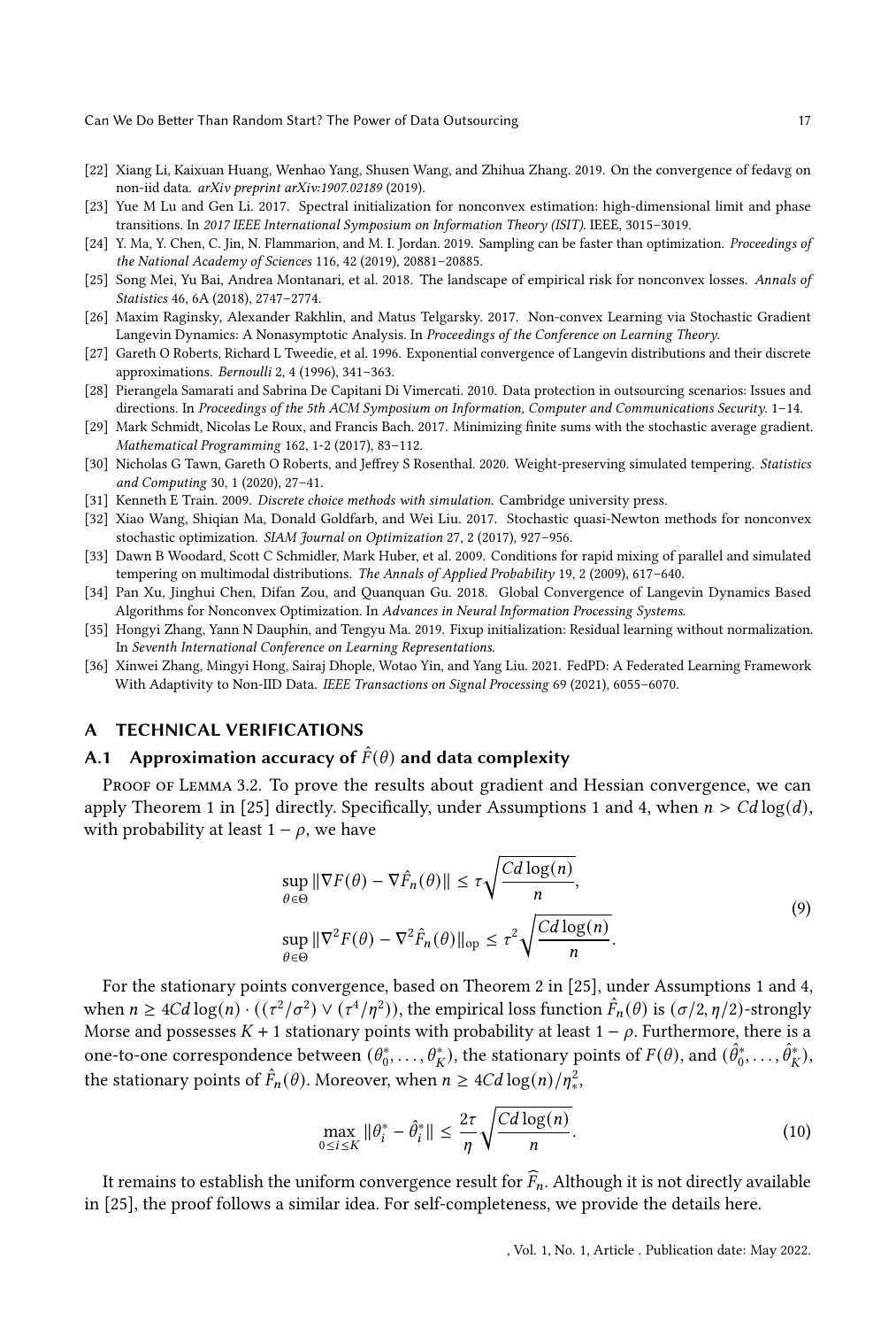- [22] Xiang Li, Kaixuan Huang, Wenhao Yang, Shusen Wang, and Zhihua Zhang. 2019. On the convergence of fedavg on non-iid data. *arXiv preprint arXiv:1907.02189* (2019).
- [23] Yue M Lu and Gen Li. 2017. Spectral initialization for nonconvex estimation: high-dimensional limit and phase transitions. In *2017 IEEE International Symposium on Information Theory (ISIT)*. IEEE, 3015–3019.
- [24] Y. Ma, Y. Chen, C. Jin, N. Flammarion, and M. I. Jordan. 2019. Sampling can be faster than optimization. *Proceedings of the National Academy of Sciences* 116, 42 (2019), 20881–20885.
- [25] Song Mei, Yu Bai, Andrea Montanari, et al. 2018. The landscape of empirical risk for nonconvex losses. *Annals of Statistics* 46, 6A (2018), 2747–2774.
- [26] Maxim Raginsky, Alexander Rakhlin, and Matus Telgarsky. 2017. Non-convex Learning via Stochastic Gradient Langevin Dynamics: A Nonasymptotic Analysis. In *Proceedings of the Conference on Learning Theory*.
- [27] Gareth O Roberts, Richard L Tweedie, et al. 1996. Exponential convergence of Langevin distributions and their discrete approximations. *Bernoulli* 2, 4 (1996), 341–363.
- [28] Pierangela Samarati and Sabrina De Capitani Di Vimercati. 2010. Data protection in outsourcing scenarios: Issues and directions. In *Proceedings of the 5th ACM Symposium on Information, Computer and Communications Security*. 1–14.
- [29] Mark Schmidt, Nicolas Le Roux, and Francis Bach. 2017. Minimizing finite sums with the stochastic average gradient. *Mathematical Programming* 162, 1-2 (2017), 83–112.
- [30] Nicholas G Tawn, Gareth O Roberts, and Jeffrey S Rosenthal. 2020. Weight-preserving simulated tempering. *Statistics and Computing* 30, 1 (2020), 27–41.
- [31] Kenneth E Train. 2009. *Discrete choice methods with simulation.* Cambridge university press.
- [32] Xiao Wang, Shiqian Ma, Donald Goldfarb, and Wei Liu. 2017. Stochastic quasi-Newton methods for nonconvex stochastic optimization. *SIAM Journal on Optimization* 27, 2 (2017), 927–956.
- [33] Dawn B Woodard, Scott C Schmidler, Mark Huber, et al. 2009. Conditions for rapid mixing of parallel and simulated tempering on multimodal distributions. *The Annals of Applied Probability* 19, 2 (2009), 617–640.
- [34] Pan Xu, Jinghui Chen, Difan Zou, and Quanquan Gu. 2018. Global Convergence of Langevin Dynamics Based Algorithms for Nonconvex Optimization. In *Advances in Neural Information Processing Systems*.
- [35] Hongyi Zhang, Yann N Dauphin, and Tengyu Ma. 2019. Fixup initialization: Residual learning without normalization. In *Seventh International Conference on Learning Representations*.
- [36] Xinwei Zhang, Mingyi Hong, Sairaj Dhople, Wotao Yin, and Yang Liu. 2021. FedPD: A Federated Learning Framework With Adaptivity to Non-IID Data. *IEEE Transactions on Signal Processing* 69 (2021), 6055–6070.

## A TECHNICAL VERIFICATIONS

### A.1 Approximation accuracy of $\hat{F}(\theta)$ and data complexity

Proof of Lemma 3.2. To prove the results about gradient and Hessian convergence, we can apply Theorem 1 in [25] directly. Specifically, under Assumptions 1 and 4, when $n > Cd\log(d)$, with probability at least $1-\rho$, we have

$$
\begin{aligned}
&\sup_{\theta\in\Theta}\|\nabla F(\theta) - \nabla \hat{F}_n(\theta)\| \le \tau\sqrt{\frac{Cd\log(n)}{n}},\\
&\sup_{\theta\in\Theta}\|\nabla^2 F(\theta) - \nabla^2 \hat{F}_n(\theta)\|_{\text{op}} \le \tau^2\sqrt{\frac{Cd\log(n)}{n}}.
\end{aligned}
\tag{9}
$$

For the stationary points convergence, based on Theorem 2 in [25], under Assumptions 1 and 4, when $n \ge 4Cd\log(n)\cdot((\tau^2/\sigma^2)\vee(\tau^4/\eta^2))$, the empirical loss function $\hat{F}_n(\theta)$ is $(\sigma/2,\eta/2)$-strongly Morse and possesses $K+1$ stationary points with probability at least $1-\rho$. Furthermore, there is a one-to-one correspondence between $(\theta_0^*,\dots,\theta_K^*)$, the stationary points of $F(\theta)$, and $(\hat{\theta}_0^*,\dots,\hat{\theta}_K^*)$, the stationary points of $\hat{F}_n(\theta)$. Moreover, when $n \ge 4Cd\log(n)/\eta_*^2$,

$$
\max_{0\le i\le K}\|\theta_i^* - \hat{\theta}_i^*\| \le \frac{2\tau}{\eta}\sqrt{\frac{Cd\log(n)}{n}}.
\tag{10}
$$

It remains to establish the uniform convergence result for $\widehat{F}_n$. Although it is not directly available in [25], the proof follows a similar idea. For self-completeness, we provide the details here.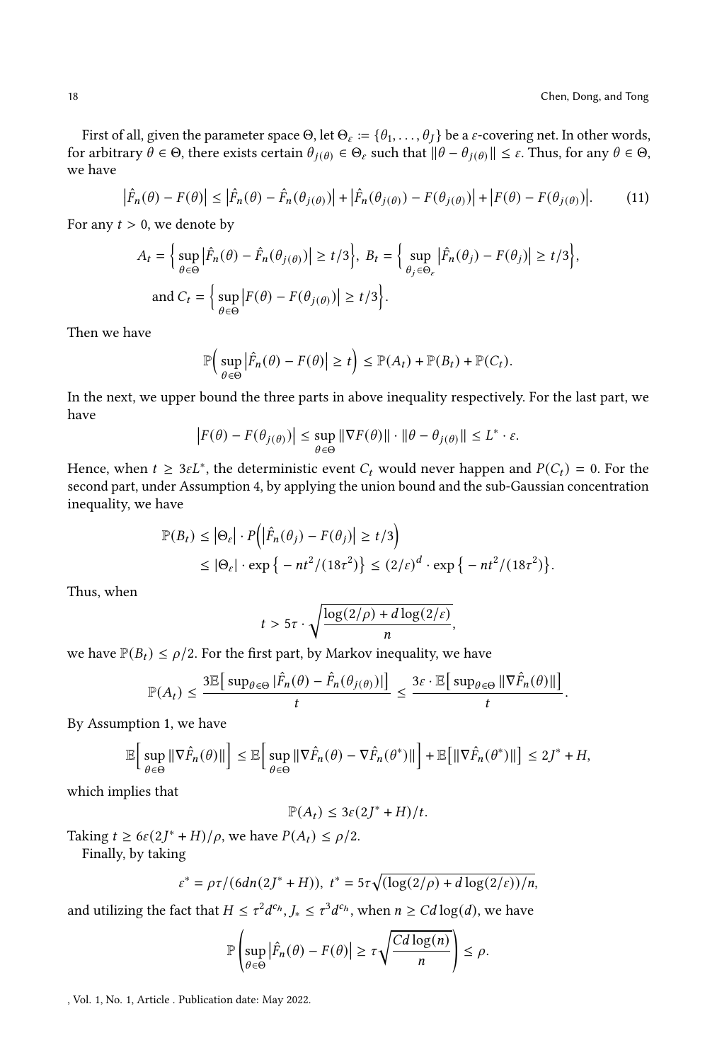First of all, given the parameter space $\Theta$, let $\Theta_\varepsilon := \{\theta_1, \ldots, \theta_J\}$ be a $\varepsilon$-covering net. In other words, for arbitrary $\theta \in \Theta$, there exists certain $\theta_{j(\theta)} \in \Theta_\varepsilon$ such that $\|\theta - \theta_{j(\theta)}\| \leq \varepsilon$. Thus, for any $\theta \in \Theta$, we have

$$\left|\hat{F}_n(\theta) - F(\theta)\right| \leq \left|\hat{F}_n(\theta) - \hat{F}_n(\theta_{j(\theta)})\right| + \left|\hat{F}_n(\theta_{j(\theta)}) - F(\theta_{j(\theta)})\right| + \left|F(\theta) - F(\theta_{j(\theta)})\right|. \tag{11}$$

For any $t > 0$, we denote by

$$A_t = \Big\{ \sup_{\theta \in \Theta} \left|\hat{F}_n(\theta) - \hat{F}_n(\theta_{j(\theta)})\right| \geq t/3 \Big\},\ B_t = \Big\{ \sup_{\theta_j \in \Theta_\varepsilon} \left|\hat{F}_n(\theta_j) - F(\theta_j)\right| \geq t/3 \Big\},$$

$$\text{and } C_t = \Big\{ \sup_{\theta \in \Theta} \left|F(\theta) - F(\theta_{j(\theta)})\right| \geq t/3 \Big\}.$$

Then we have

$$\mathbb{P}\Big( \sup_{\theta \in \Theta} \left|\hat{F}_n(\theta) - F(\theta)\right| \geq t \Big) \leq \mathbb{P}(A_t) + \mathbb{P}(B_t) + \mathbb{P}(C_t).$$

In the next, we upper bound the three parts in above inequality respectively. For the last part, we have

$$\left|F(\theta) - F(\theta_{j(\theta)})\right| \leq \sup_{\theta \in \Theta} \|\nabla F(\theta)\| \cdot \|\theta - \theta_{j(\theta)}\| \leq L^* \cdot \varepsilon.$$

Hence, when $t \geq 3\varepsilon L^*$, the deterministic event $C_t$ would never happen and $P(C_t) = 0$. For the second part, under Assumption 4, by applying the union bound and the sub-Gaussian concentration inequality, we have

$$\begin{aligned}
\mathbb{P}(B_t) &\leq \left|\Theta_\varepsilon\right| \cdot P\Big(\left|\hat{F}_n(\theta_j) - F(\theta_j)\right| \geq t/3\Big) \\
&\leq |\Theta_\varepsilon| \cdot \exp\big\{ - nt^2/(18\tau^2)\big\} \leq (2/\varepsilon)^d \cdot \exp\big\{ - nt^2/(18\tau^2)\big\}.
\end{aligned}$$

Thus, when

$$t > 5\tau \cdot \sqrt{\frac{\log(2/\rho) + d\log(2/\varepsilon)}{n}},$$

we have $\mathbb{P}(B_t) \leq \rho/2$. For the first part, by Markov inequality, we have

$$\mathbb{P}(A_t) \leq \frac{3\mathbb{E}\big[\sup_{\theta \in \Theta} |\hat{F}_n(\theta) - \hat{F}_n(\theta_{j(\theta)})|\big]}{t} \leq \frac{3\varepsilon \cdot \mathbb{E}\big[\sup_{\theta \in \Theta} \|\nabla \hat{F}_n(\theta)\|\big]}{t}.$$

By Assumption 1, we have

$$\mathbb{E}\Big[\sup_{\theta \in \Theta} \|\nabla \hat{F}_n(\theta)\|\Big] \leq \mathbb{E}\Big[\sup_{\theta \in \Theta} \|\nabla \hat{F}_n(\theta) - \nabla \hat{F}_n(\theta^*)\|\Big] + \mathbb{E}\big[\|\nabla \hat{F}_n(\theta^*)\|\big] \leq 2J^* + H,$$

which implies that

$$\mathbb{P}(A_t) \leq 3\varepsilon(2J^* + H)/t.$$

Taking $t \geq 6\varepsilon(2J^* + H)/\rho$, we have $P(A_t) \leq \rho/2$.

Finally, by taking

$$\varepsilon^* = \rho\tau/(6dn(2J^* + H)),\ t^* = 5\tau\sqrt{(\log(2/\rho) + d\log(2/\varepsilon))/n},$$

and utilizing the fact that $H \leq \tau^2 d^{c_h}, J_* \leq \tau^3 d^{c_h}$, when $n \geq Cd\log(d)$, we have

$$\mathbb{P}\left( \sup_{\theta \in \Theta} \left|\hat{F}_n(\theta) - F(\theta)\right| \geq \tau\sqrt{\frac{Cd\log(n)}{n}} \right) \leq \rho.$$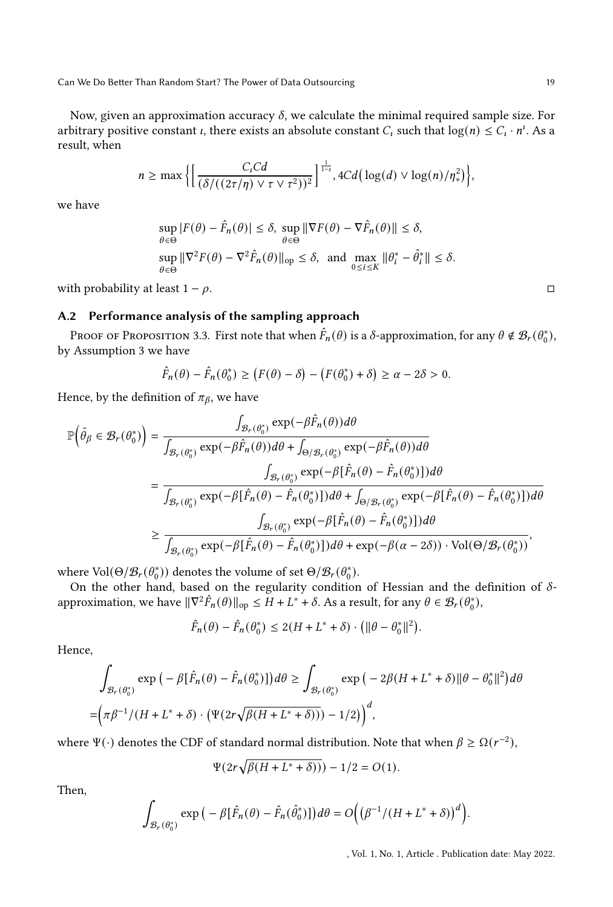Now, given an approximation accuracy $\delta$, we calculate the minimal required sample size. For arbitrary positive constant $\iota$, there exists an absolute constant $C_\iota$ such that $\log(n) \le C_\iota \cdot n^\iota$. As a result, when

$$n \ge \max\Big\{\Big[\frac{C_\iota C d}{(\delta/((2\tau/\eta)\vee\tau\vee\tau^2))^2}\Big]^{\frac{1}{1-\iota}}, 4Cd\big(\log(d)\vee\log(n)/\eta_*^2\big)\Big\},$$

we have

$$\sup_{\theta\in\Theta}|F(\theta)-\hat{F}_n(\theta)|\le\delta,\ \sup_{\theta\in\Theta}\|\nabla F(\theta)-\nabla\hat{F}_n(\theta)\|\le\delta,$$
$$\sup_{\theta\in\Theta}\|\nabla^2 F(\theta)-\nabla^2\hat{F}_n(\theta)\|_{\mathrm{op}}\le\delta,\ \text{ and }\ \max_{0\le i\le K}\|\theta_i^*-\hat{\theta}_i^*\|\le\delta.$$

with probability at least $1-\rho$. □

### A.2 Performance analysis of the sampling approach

Proof of Proposition 3.3. First note that when $\hat{F}_n(\theta)$ is a $\delta$-approximation, for any $\theta\notin\mathcal{B}_r(\theta_0^*)$, by Assumption 3 we have

$$\hat{F}_n(\theta)-\hat{F}_n(\theta_0^*)\ge\big(F(\theta)-\delta\big)-\big(F(\theta_0^*)+\delta\big)\ge\alpha-2\delta>0.$$

Hence, by the definition of $\pi_\beta$, we have

$$\begin{aligned}
\mathbb{P}\Big(\tilde{\theta}_\beta\in\mathcal{B}_r(\theta_0^*)\Big) &= \frac{\int_{\mathcal{B}_r(\theta_0^*)}\exp(-\beta\hat{F}_n(\theta))d\theta}{\int_{\mathcal{B}_r(\theta_0^*)}\exp(-\beta\hat{F}_n(\theta))d\theta+\int_{\Theta/\mathcal{B}_r(\theta_0^*)}\exp(-\beta\hat{F}_n(\theta))d\theta}\\
&= \frac{\int_{\mathcal{B}_r(\theta_0^*)}\exp(-\beta[\hat{F}_n(\theta)-\hat{F}_n(\theta_0^*)])d\theta}{\int_{\mathcal{B}_r(\theta_0^*)}\exp(-\beta[\hat{F}_n(\theta)-\hat{F}_n(\theta_0^*)])d\theta+\int_{\Theta/\mathcal{B}_r(\theta_0^*)}\exp(-\beta[\hat{F}_n(\theta)-\hat{F}_n(\theta_0^*)])d\theta}\\
&\ge \frac{\int_{\mathcal{B}_r(\theta_0^*)}\exp(-\beta[\hat{F}_n(\theta)-\hat{F}_n(\theta_0^*)])d\theta}{\int_{\mathcal{B}_r(\theta_0^*)}\exp(-\beta[\hat{F}_n(\theta)-\hat{F}_n(\theta_0^*)])d\theta+\exp(-\beta(\alpha-2\delta))\cdot\mathrm{Vol}(\Theta/\mathcal{B}_r(\theta_0^*))},
\end{aligned}$$

where $\mathrm{Vol}(\Theta/\mathcal{B}_r(\theta_0^*))$ denotes the volume of set $\Theta/\mathcal{B}_r(\theta_0^*)$.

On the other hand, based on the regularity condition of Hessian and the definition of $\delta$-approximation, we have $\|\nabla^2\hat{F}_n(\theta)\|_{\mathrm{op}}\le H+L^*+\delta$. As a result, for any $\theta\in\mathcal{B}_r(\theta_0^*)$,

$$\hat{F}_n(\theta)-\hat{F}_n(\theta_0^*)\le 2(H+L^*+\delta)\cdot\big(\|\theta-\theta_0^*\|^2\big).$$

Hence,

$$\begin{aligned}
&\int_{\mathcal{B}_r(\theta_0^*)}\exp\big(-\beta[\hat{F}_n(\theta)-\hat{F}_n(\theta_0^*)]\big)d\theta\ge\int_{\mathcal{B}_r(\theta_0^*)}\exp\big(-2\beta(H+L^*+\delta)\|\theta-\theta_0^*\|^2\big)d\theta\\
=&\Big(\pi\beta^{-1}/(H+L^*+\delta)\cdot\big(\Psi(2r\sqrt{\beta(H+L^*+\delta)})\big)-1/2\big)\Big)^d,
\end{aligned}$$

where $\Psi(\cdot)$ denotes the CDF of standard normal distribution. Note that when $\beta\ge\Omega(r^{-2})$,

$$\Psi(2r\sqrt{\beta(H+L^*+\delta)}))-1/2=O(1).$$

Then,

$$\int_{\mathcal{B}_r(\theta_0^*)}\exp\big(-\beta[\hat{F}_n(\theta)-\hat{F}_n(\hat{\theta}_0^*)]\big)d\theta=O\Big(\big(\beta^{-1}/(H+L^*+\delta)\big)^d\Big).$$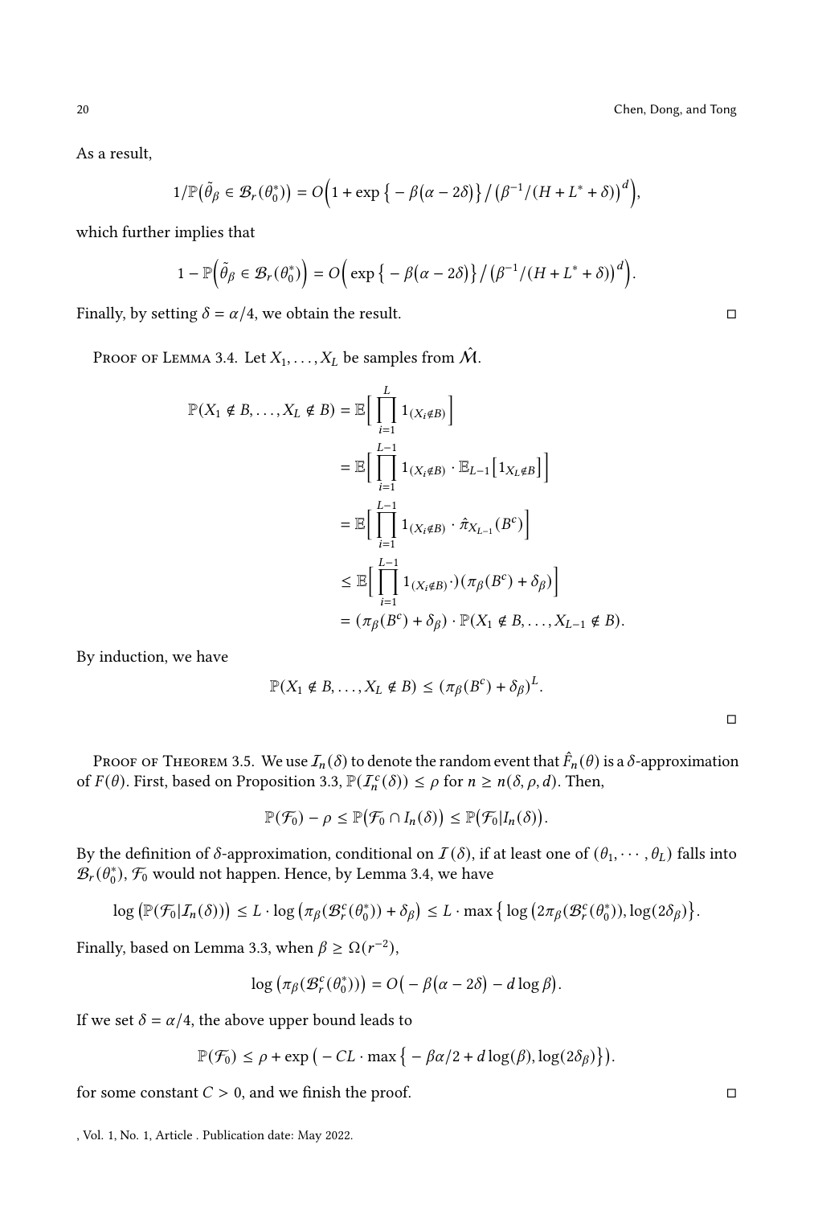As a result,

$$1/\mathbb{P}\big(\tilde{\theta}_\beta \in \mathcal{B}_r(\theta_0^*)\big) = O\Big(1 + \exp\big\{-\beta\big(\alpha - 2\delta\big)\big\}\big/\big(\beta^{-1}/(H + L^* + \delta)\big)^d\Big),$$

which further implies that

$$1 - \mathbb{P}\Big(\tilde{\theta}_\beta \in \mathcal{B}_r(\theta_0^*)\Big) = O\Big(\exp\big\{-\beta\big(\alpha - 2\delta\big)\big\}\big/\big(\beta^{-1}/(H + L^* + \delta)\big)^d\Big).$$

Finally, by setting $\delta = \alpha/4$, we obtain the result. ◻

Proof of Lemma 3.4. Let $X_1, \ldots, X_L$ be samples from $\hat{\mathcal{M}}$.

$$\begin{aligned}
\mathbb{P}(X_1 \notin B, \ldots, X_L \notin B) &= \mathbb{E}\Big[\prod_{i=1}^{L} 1_{(X_i \notin B)}\Big] \\
&= \mathbb{E}\Big[\prod_{i=1}^{L-1} 1_{(X_i \notin B)} \cdot \mathbb{E}_{L-1}\big[1_{X_L \notin B}\big]\Big] \\
&= \mathbb{E}\Big[\prod_{i=1}^{L-1} 1_{(X_i \notin B)} \cdot \hat{\pi}_{X_{L-1}}(B^c)\Big] \\
&\leq \mathbb{E}\Big[\prod_{i=1}^{L-1} 1_{(X_i \notin B)} \cdot)(\pi_\beta(B^c) + \delta_\beta)\Big] \\
&= (\pi_\beta(B^c) + \delta_\beta) \cdot \mathbb{P}(X_1 \notin B, \ldots, X_{L-1} \notin B).
\end{aligned}$$

By induction, we have

$$\mathbb{P}(X_1 \notin B, \ldots, X_L \notin B) \leq (\pi_\beta(B^c) + \delta_\beta)^L.$$

◻

Proof of Theorem 3.5. We use $\mathcal{I}_n(\delta)$ to denote the random event that $\hat{F}_n(\theta)$ is a $\delta$-approximation of $F(\theta)$. First, based on Proposition 3.3, $\mathbb{P}(\mathcal{I}_n^c(\delta)) \leq \rho$ for $n \geq n(\delta, \rho, d)$. Then,

$$\mathbb{P}(\mathcal{F}_0) - \rho \leq \mathbb{P}\big(\mathcal{F}_0 \cap I_n(\delta)\big) \leq \mathbb{P}\big(\mathcal{F}_0 | I_n(\delta)\big).$$

By the definition of $\delta$-approximation, conditional on $\mathcal{I}(\delta)$, if at least one of $(\theta_1, \cdots, \theta_L)$ falls into $\mathcal{B}_r(\theta_0^*)$, $\mathcal{F}_0$ would not happen. Hence, by Lemma 3.4, we have

$$\log\big(\mathbb{P}(\mathcal{F}_0 | \mathcal{I}_n(\delta))\big) \leq L \cdot \log\big(\pi_\beta(\mathcal{B}_r^c(\theta_0^*)) + \delta_\beta\big) \leq L \cdot \max\big\{\log\big(2\pi_\beta(\mathcal{B}_r^c(\theta_0^*)), \log(2\delta_\beta)\big\}.$$

Finally, based on Lemma 3.3, when $\beta \geq \Omega(r^{-2})$,

$$\log\big(\pi_\beta(\mathcal{B}_r^c(\theta_0^*))\big) = O\big(-\beta\big(\alpha - 2\delta\big) - d\log\beta\big).$$

If we set $\delta = \alpha/4$, the above upper bound leads to

$$\mathbb{P}(\mathcal{F}_0) \leq \rho + \exp\big(-CL \cdot \max\big\{-\beta\alpha/2 + d\log(\beta), \log(2\delta_\beta)\big\}\big).$$

for some constant $C > 0$, and we finish the proof. ◻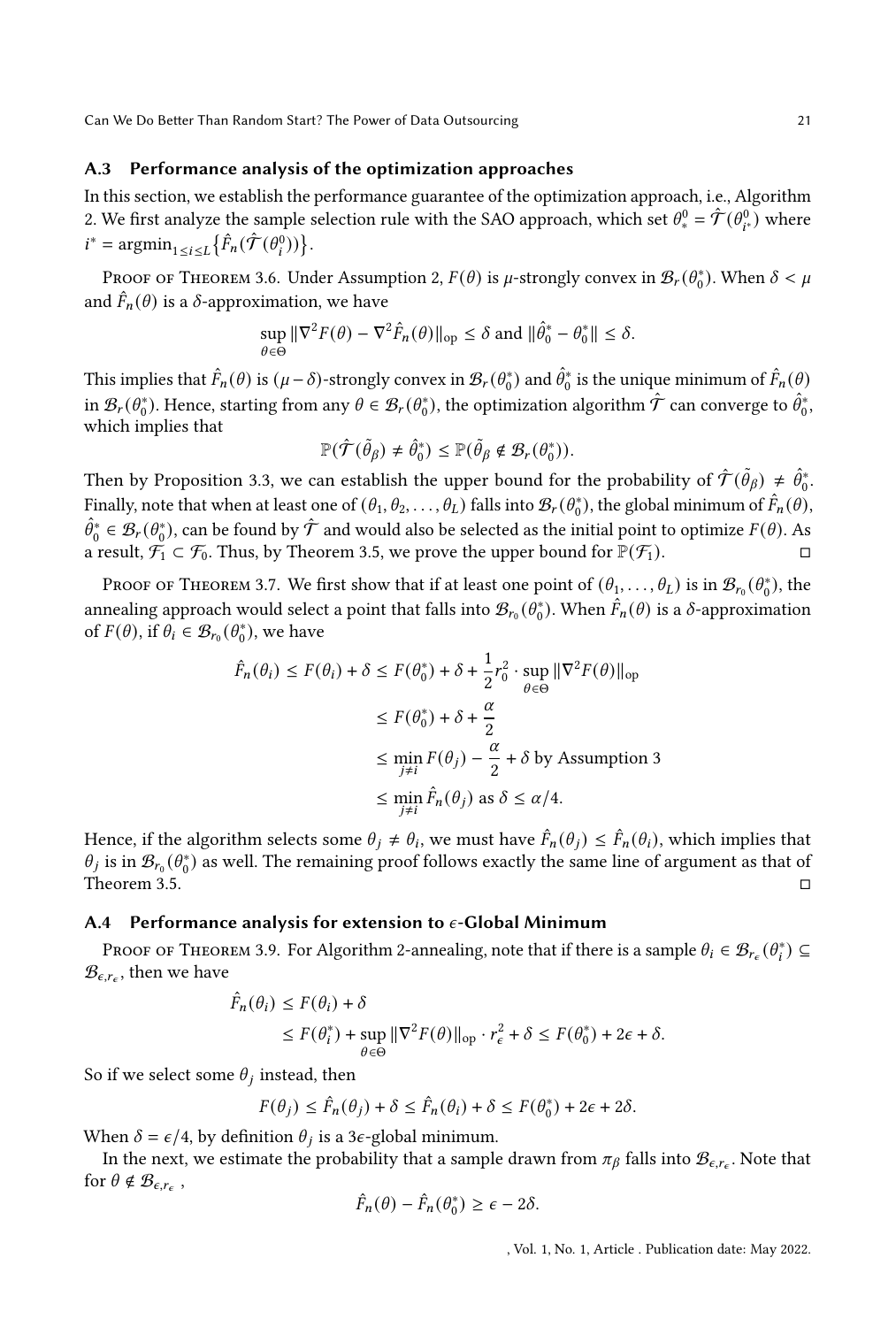### A.3 Performance analysis of the optimization approaches

In this section, we establish the performance guarantee of the optimization approach, i.e., Algorithm 2. We first analyze the sample selection rule with the SAO approach, which set $\theta_*^0 = \hat{\mathcal{T}}(\theta_{i^*}^0)$ where $i^* = \text{argmin}_{1 \le i \le L} \{\hat{F}_n(\hat{\mathcal{T}}(\theta_i^0))\}$.

Proof of Theorem 3.6. Under Assumption 2, $F(\theta)$ is $\mu$-strongly convex in $\mathcal{B}_r(\theta_0^*)$. When $\delta < \mu$ and $\hat{F}_n(\theta)$ is a $\delta$-approximation, we have

$$\sup_{\theta \in \Theta} \|\nabla^2 F(\theta) - \nabla^2 \hat{F}_n(\theta)\|_{\text{op}} \le \delta \text{ and } \|\hat{\theta}_0^* - \theta_0^*\| \le \delta.$$

This implies that $\hat{F}_n(\theta)$ is $(\mu - \delta)$-strongly convex in $\mathcal{B}_r(\theta_0^*)$ and $\hat{\theta}_0^*$ is the unique minimum of $\hat{F}_n(\theta)$ in $\mathcal{B}_r(\theta_0^*)$. Hence, starting from any $\theta \in \mathcal{B}_r(\theta_0^*)$, the optimization algorithm $\hat{\mathcal{T}}$ can converge to $\hat{\theta}_0^*$, which implies that

$$\mathbb{P}(\hat{\mathcal{T}}(\tilde{\theta}_\beta) \ne \hat{\theta}_0^*) \le \mathbb{P}(\tilde{\theta}_\beta \notin \mathcal{B}_r(\theta_0^*)).$$

Then by Proposition 3.3, we can establish the upper bound for the probability of $\hat{\mathcal{T}}(\tilde{\theta}_\beta) \ne \hat{\theta}_0^*$. Finally, note that when at least one of $(\theta_1, \theta_2, \ldots, \theta_L)$ falls into $\mathcal{B}_r(\theta_0^*)$, the global minimum of $\hat{F}_n(\theta)$, $\hat{\theta}_0^* \in \mathcal{B}_r(\theta_0^*)$, can be found by $\hat{\mathcal{T}}$ and would also be selected as the initial point to optimize $F(\theta)$. As a result, $\mathcal{F}_1 \subset \mathcal{F}_0$. Thus, by Theorem 3.5, we prove the upper bound for $\mathbb{P}(\mathcal{F}_1)$. $\square$

Proof of Theorem 3.7. We first show that if at least one point of $(\theta_1, \ldots, \theta_L)$ is in $\mathcal{B}_{r_0}(\theta_0^*)$, the annealing approach would select a point that falls into $\mathcal{B}_{r_0}(\theta_0^*)$. When $\hat{F}_n(\theta)$ is a $\delta$-approximation of $F(\theta)$, if $\theta_i \in \mathcal{B}_{r_0}(\theta_0^*)$, we have

$$\begin{aligned}
\hat{F}_n(\theta_i) &\le F(\theta_i) + \delta \le F(\theta_0^*) + \delta + \frac{1}{2} r_0^2 \cdot \sup_{\theta \in \Theta} \|\nabla^2 F(\theta)\|_{\text{op}} \\
&\le F(\theta_0^*) + \delta + \frac{\alpha}{2} \\
&\le \min_{j \ne i} F(\theta_j) - \frac{\alpha}{2} + \delta \text{ by Assumption 3} \\
&\le \min_{j \ne i} \hat{F}_n(\theta_j) \text{ as } \delta \le \alpha/4.
\end{aligned}$$

Hence, if the algorithm selects some $\theta_j \ne \theta_i$, we must have $\hat{F}_n(\theta_j) \le \hat{F}_n(\theta_i)$, which implies that $\theta_j$ is in $\mathcal{B}_{r_0}(\theta_0^*)$ as well. The remaining proof follows exactly the same line of argument as that of Theorem 3.5. $\square$

### A.4 Performance analysis for extension to $\epsilon$-Global Minimum

Proof of Theorem 3.9. For Algorithm 2-annealing, note that if there is a sample $\theta_i \in \mathcal{B}_{r_\epsilon}(\theta_i^*) \subseteq \mathcal{B}_{\epsilon, r_\epsilon}$, then we have

$$\begin{aligned}
\hat{F}_n(\theta_i) &\le F(\theta_i) + \delta \\
&\le F(\theta_i^*) + \sup_{\theta \in \Theta} \|\nabla^2 F(\theta)\|_{\text{op}} \cdot r_\epsilon^2 + \delta \le F(\theta_0^*) + 2\epsilon + \delta.
\end{aligned}$$

So if we select some $\theta_j$ instead, then

$$F(\theta_j) \le \hat{F}_n(\theta_j) + \delta \le \hat{F}_n(\theta_i) + \delta \le F(\theta_0^*) + 2\epsilon + 2\delta.$$

When $\delta = \epsilon/4$, by definition $\theta_j$ is a $3\epsilon$-global minimum.

In the next, we estimate the probability that a sample drawn from $\pi_\beta$ falls into $\mathcal{B}_{\epsilon, r_\epsilon}$. Note that for $\theta \notin \mathcal{B}_{\epsilon, r_\epsilon}$ ,

$$\hat{F}_n(\theta) - \hat{F}_n(\theta_0^*) \ge \epsilon - 2\delta.$$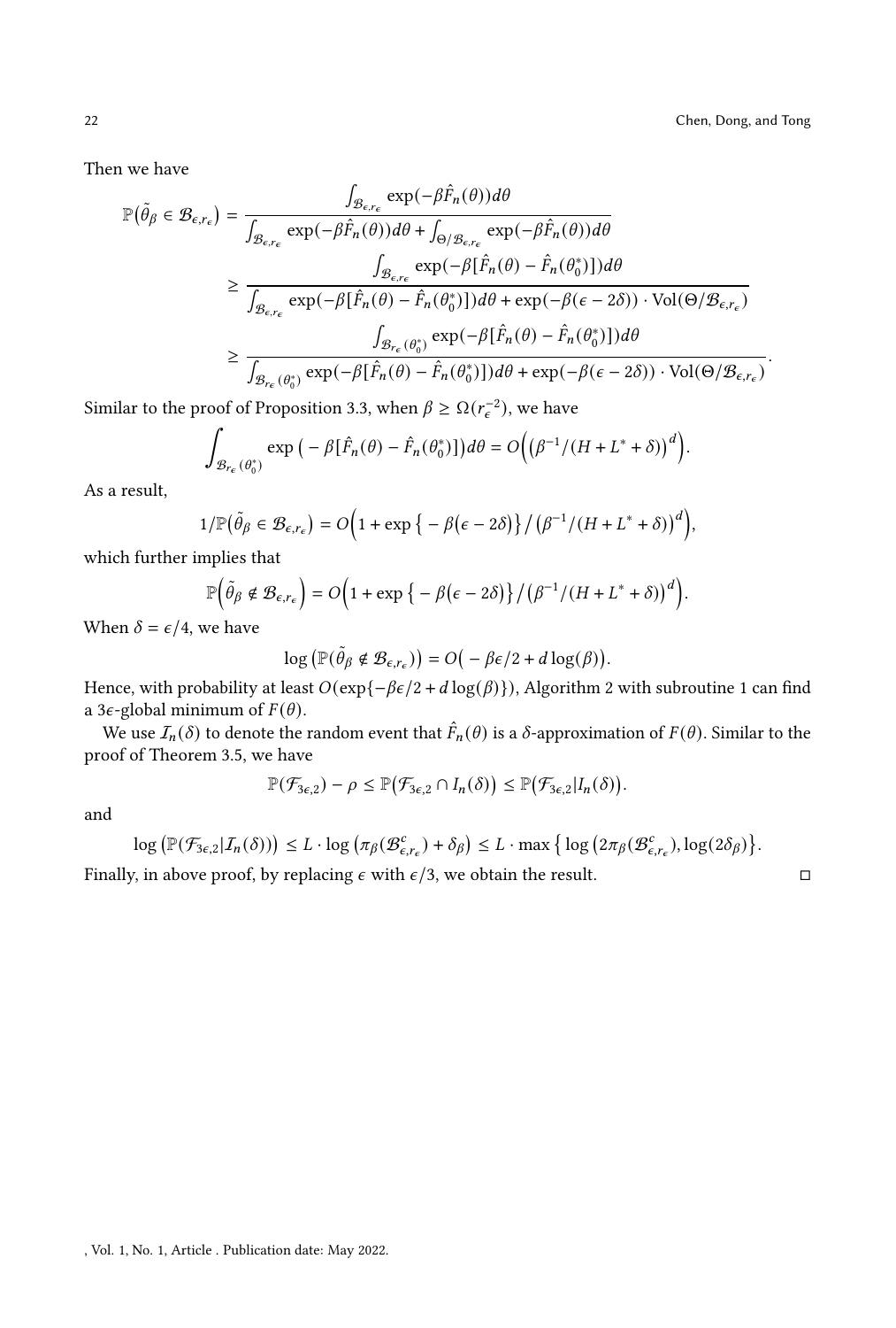Then we have

$$
\begin{aligned}
\mathbb{P}(\tilde{\theta}_\beta \in \mathcal{B}_{\epsilon,r_\epsilon}) &= \frac{\int_{\mathcal{B}_{\epsilon,r_\epsilon}} \exp(-\beta \hat{F}_n(\theta)) d\theta}{\int_{\mathcal{B}_{\epsilon,r_\epsilon}} \exp(-\beta \hat{F}_n(\theta)) d\theta + \int_{\Theta/\mathcal{B}_{\epsilon,r_\epsilon}} \exp(-\beta \hat{F}_n(\theta)) d\theta} \\
&\geq \frac{\int_{\mathcal{B}_{\epsilon,r_\epsilon}} \exp(-\beta [\hat{F}_n(\theta) - \hat{F}_n(\theta_0^*)]) d\theta}{\int_{\mathcal{B}_{\epsilon,r_\epsilon}} \exp(-\beta [\hat{F}_n(\theta) - \hat{F}_n(\theta_0^*)]) d\theta + \exp(-\beta(\epsilon - 2\delta)) \cdot \mathrm{Vol}(\Theta/\mathcal{B}_{\epsilon,r_\epsilon})} \\
&\geq \frac{\int_{\mathcal{B}_{r_\epsilon}(\theta_0^*)} \exp(-\beta [\hat{F}_n(\theta) - \hat{F}_n(\theta_0^*)]) d\theta}{\int_{\mathcal{B}_{r_\epsilon}(\theta_0^*)} \exp(-\beta [\hat{F}_n(\theta) - \hat{F}_n(\theta_0^*)]) d\theta + \exp(-\beta(\epsilon - 2\delta)) \cdot \mathrm{Vol}(\Theta/\mathcal{B}_{\epsilon,r_\epsilon})}.
\end{aligned}
$$

Similar to the proof of Proposition 3.3, when $\beta \geq \Omega(r_\epsilon^{-2})$, we have

$$
\int_{\mathcal{B}_{r_\epsilon}(\theta_0^*)} \exp\big(-\beta[\hat{F}_n(\theta) - \hat{F}_n(\theta_0^*)]\big) d\theta = O\Big(\big(\beta^{-1}/(H + L^* + \delta)\big)^d\Big).
$$

As a result,

$$
1/\mathbb{P}(\tilde{\theta}_\beta \in \mathcal{B}_{\epsilon,r_\epsilon}) = O\Big(1 + \exp\big\{-\beta(\epsilon - 2\delta)\big\} / \big(\beta^{-1}/(H + L^* + \delta)\big)^d\Big),
$$

which further implies that

$$
\mathbb{P}\Big(\tilde{\theta}_\beta \notin \mathcal{B}_{\epsilon,r_\epsilon}\Big) = O\Big(1 + \exp\big\{-\beta(\epsilon - 2\delta)\big\} / \big(\beta^{-1}/(H + L^* + \delta)\big)^d\Big).
$$

When $\delta = \epsilon/4$, we have

$$
\log\big(\mathbb{P}(\tilde{\theta}_\beta \notin \mathcal{B}_{\epsilon,r_\epsilon})\big) = O\big(-\beta\epsilon/2 + d\log(\beta)\big).
$$

Hence, with probability at least $O(\exp\{-\beta\epsilon/2 + d\log(\beta)\})$, Algorithm 2 with subroutine 1 can find a $3\epsilon$-global minimum of $F(\theta)$.

We use $\mathcal{I}_n(\delta)$ to denote the random event that $\hat{F}_n(\theta)$ is a $\delta$-approximation of $F(\theta)$. Similar to the proof of Theorem 3.5, we have

$$
\mathbb{P}(\mathcal{F}_{3\epsilon,2}) - \rho \leq \mathbb{P}\big(\mathcal{F}_{3\epsilon,2} \cap I_n(\delta)\big) \leq \mathbb{P}\big(\mathcal{F}_{3\epsilon,2} | I_n(\delta)\big).
$$

and

$$
\log\big(\mathbb{P}(\mathcal{F}_{3\epsilon,2} | \mathcal{I}_n(\delta))\big) \leq L \cdot \log\big(\pi_\beta(\mathcal{B}_{\epsilon,r_\epsilon}^c) + \delta_\beta\big) \leq L \cdot \max\big\{\log\big(2\pi_\beta(\mathcal{B}_{\epsilon,r_\epsilon}^c), \log(2\delta_\beta)\big\}.
$$

Finally, in above proof, by replacing $\epsilon$ with $\epsilon/3$, we obtain the result. □